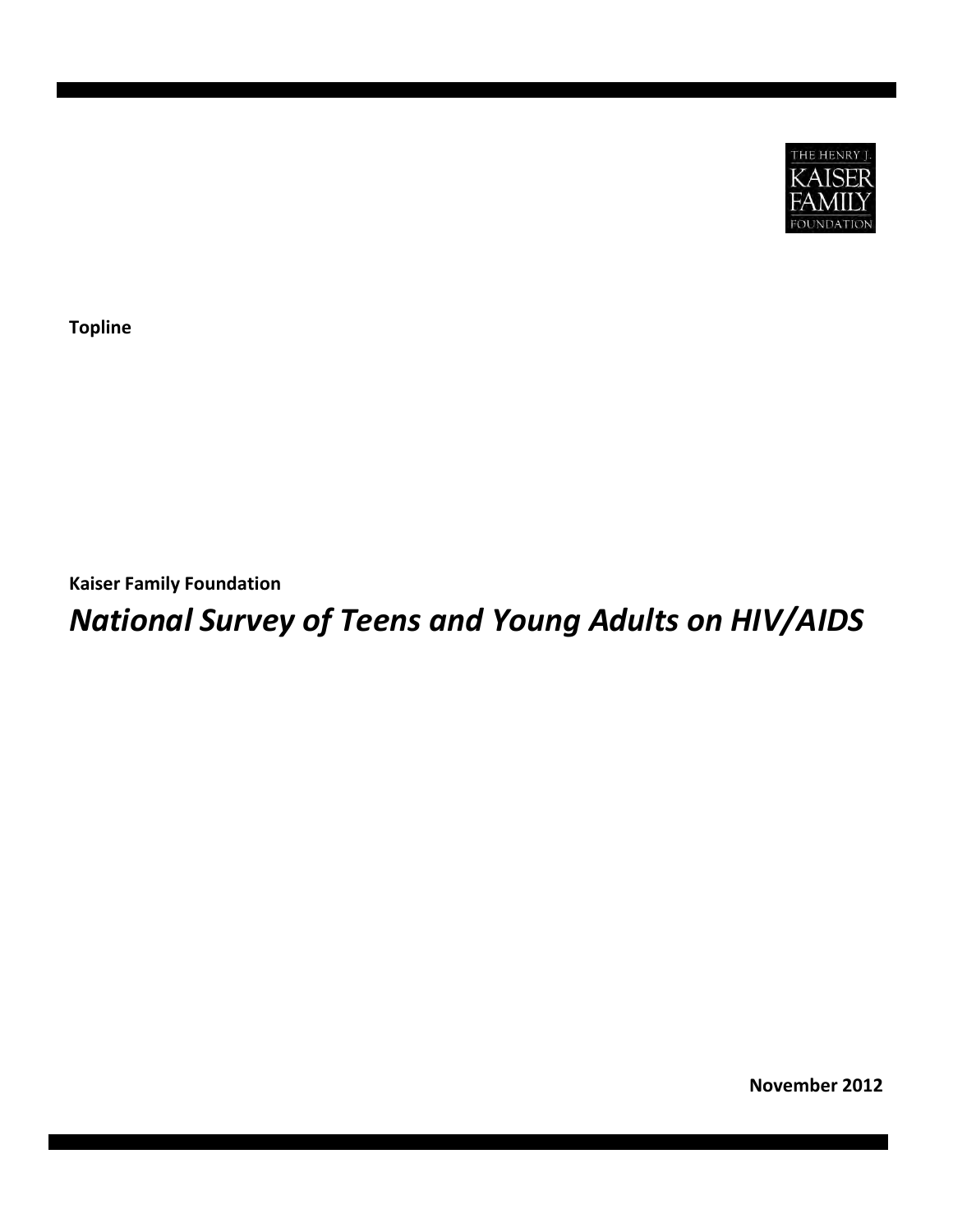THE HENRY J. KAISER FAMILY FOUNDATION

**Topline**

**Kaiser Family Foundation**

# *National Survey of Teens and Young Adults on HIV/AIDS*

**November 2012**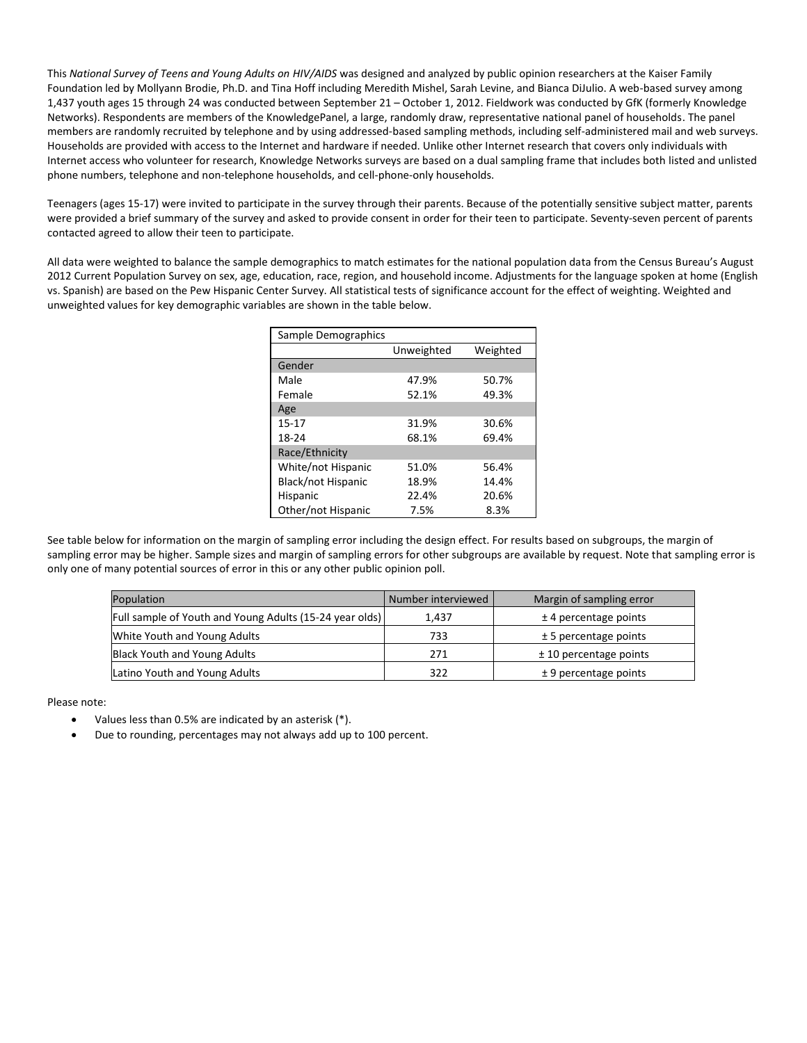This *National Survey of Teens and Young Adults on HIV/AIDS* was designed and analyzed by public opinion researchers at the Kaiser Family Foundation led by Mollyann Brodie, Ph.D. and Tina Hoff including Meredith Mishel, Sarah Levine, and Bianca DiJulio. A web-based survey among 1,437 youth ages 15 through 24 was conducted between September 21 – October 1, 2012. Fieldwork was conducted by GfK (formerly Knowledge Networks). Respondents are members of the KnowledgePanel, a large, randomly draw, representative national panel of households. The panel members are randomly recruited by telephone and by using addressed-based sampling methods, including self-administered mail and web surveys. Households are provided with access to the Internet and hardware if needed. Unlike other Internet research that covers only individuals with Internet access who volunteer for research, Knowledge Networks surveys are based on a dual sampling frame that includes both listed and unlisted phone numbers, telephone and non-telephone households, and cell-phone-only households.

Teenagers (ages 15-17) were invited to participate in the survey through their parents. Because of the potentially sensitive subject matter, parents were provided a brief summary of the survey and asked to provide consent in order for their teen to participate. Seventy-seven percent of parents contacted agreed to allow their teen to participate.

All data were weighted to balance the sample demographics to match estimates for the national population data from the Census Bureau's August 2012 Current Population Survey on sex, age, education, race, region, and household income. Adjustments for the language spoken at home (English vs. Spanish) are based on the Pew Hispanic Center Survey. All statistical tests of significance account for the effect of weighting. Weighted and unweighted values for key demographic variables are shown in the table below.

| Sample Demographics | | |
|---|---|---|
| | Unweighted | Weighted |
| Gender | | |
| Male | 47.9% | 50.7% |
| Female | 52.1% | 49.3% |
| Age | | |
| 15-17 | 31.9% | 30.6% |
| 18-24 | 68.1% | 69.4% |
| Race/Ethnicity | | |
| White/not Hispanic | 51.0% | 56.4% |
| Black/not Hispanic | 18.9% | 14.4% |
| Hispanic | 22.4% | 20.6% |
| Other/not Hispanic | 7.5% | 8.3% |

See table below for information on the margin of sampling error including the design effect. For results based on subgroups, the margin of sampling error may be higher. Sample sizes and margin of sampling errors for other subgroups are available by request. Note that sampling error is only one of many potential sources of error in this or any other public opinion poll.

| Population | Number interviewed | Margin of sampling error |
|---|---|---|
| Full sample of Youth and Young Adults (15-24 year olds) | 1,437 | ± 4 percentage points |
| White Youth and Young Adults | 733 | ± 5 percentage points |
| Black Youth and Young Adults | 271 | ± 10 percentage points |
| Latino Youth and Young Adults | 322 | ± 9 percentage points |

Please note:

- Values less than 0.5% are indicated by an asterisk (*).
- Due to rounding, percentages may not always add up to 100 percent.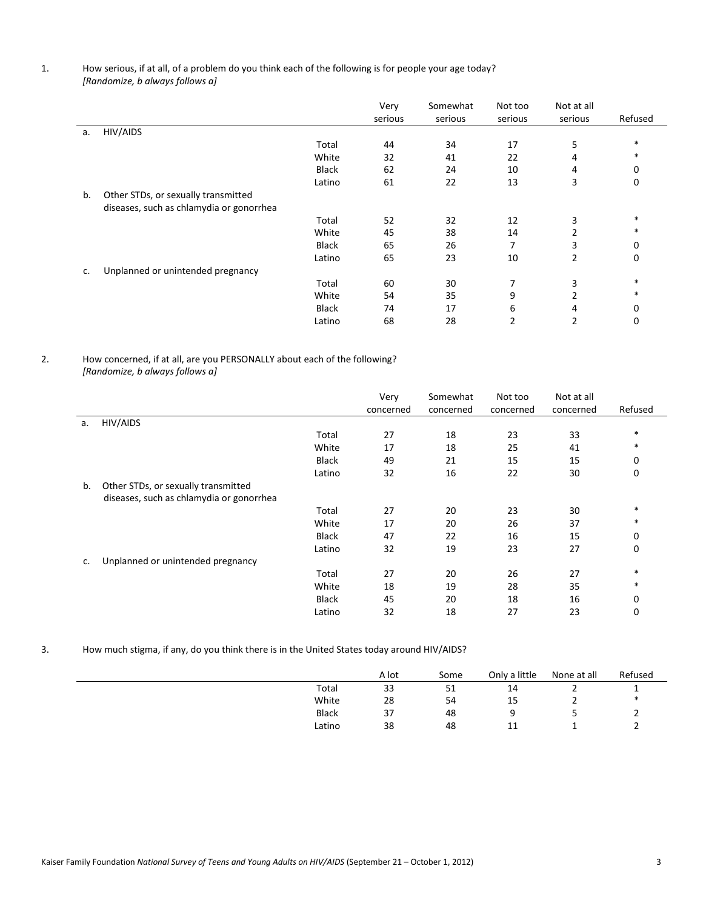1. How serious, if at all, of a problem do you think each of the following is for people your age today?
*[Randomize, b always follows a]*

| | | Very serious | Somewhat serious | Not too serious | Not at all serious | Refused |
|---|---|---|---|---|---|---|
| a. HIV/AIDS | | | | | | |
| | Total | 44 | 34 | 17 | 5 | * |
| | White | 32 | 41 | 22 | 4 | * |
| | Black | 62 | 24 | 10 | 4 | 0 |
| | Latino | 61 | 22 | 13 | 3 | 0 |
| b. Other STDs, or sexually transmitted diseases, such as chlamydia or gonorrhea | | | | | | |
| | Total | 52 | 32 | 12 | 3 | * |
| | White | 45 | 38 | 14 | 2 | * |
| | Black | 65 | 26 | 7 | 3 | 0 |
| | Latino | 65 | 23 | 10 | 2 | 0 |
| c. Unplanned or unintended pregnancy | | | | | | |
| | Total | 60 | 30 | 7 | 3 | * |
| | White | 54 | 35 | 9 | 2 | * |
| | Black | 74 | 17 | 6 | 4 | 0 |
| | Latino | 68 | 28 | 2 | 2 | 0 |

2. How concerned, if at all, are you PERSONALLY about each of the following?
*[Randomize, b always follows a]*

| | | Very concerned | Somewhat concerned | Not too concerned | Not at all concerned | Refused |
|---|---|---|---|---|---|---|
| a. HIV/AIDS | | | | | | |
| | Total | 27 | 18 | 23 | 33 | * |
| | White | 17 | 18 | 25 | 41 | * |
| | Black | 49 | 21 | 15 | 15 | 0 |
| | Latino | 32 | 16 | 22 | 30 | 0 |
| b. Other STDs, or sexually transmitted diseases, such as chlamydia or gonorrhea | | | | | | |
| | Total | 27 | 20 | 23 | 30 | * |
| | White | 17 | 20 | 26 | 37 | * |
| | Black | 47 | 22 | 16 | 15 | 0 |
| | Latino | 32 | 19 | 23 | 27 | 0 |
| c. Unplanned or unintended pregnancy | | | | | | |
| | Total | 27 | 20 | 26 | 27 | * |
| | White | 18 | 19 | 28 | 35 | * |
| | Black | 45 | 20 | 18 | 16 | 0 |
| | Latino | 32 | 18 | 27 | 23 | 0 |

3. How much stigma, if any, do you think there is in the United States today around HIV/AIDS?

| | A lot | Some | Only a little | None at all | Refused |
|---|---|---|---|---|---|
| Total | 33 | 51 | 14 | 2 | 1 |
| White | 28 | 54 | 15 | 2 | * |
| Black | 37 | 48 | 9 | 5 | 2 |
| Latino | 38 | 48 | 11 | 1 | 2 |

Kaiser Family Foundation *National Survey of Teens and Young Adults on HIV/AIDS* (September 21 – October 1, 2012)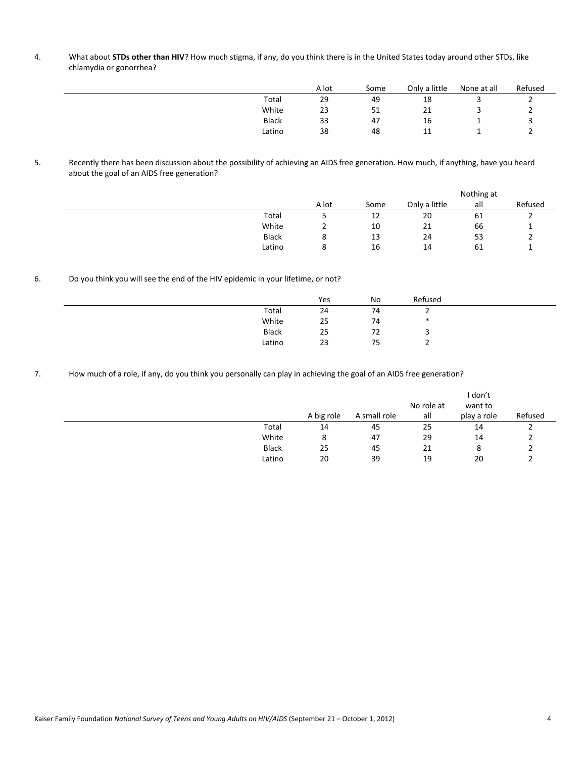4. What about **STDs other than HIV**? How much stigma, if any, do you think there is in the United States today around other STDs, like chlamydia or gonorrhea?

| | A lot | Some | Only a little | None at all | Refused |
|---|---|---|---|---|---|
| Total | 29 | 49 | 18 | 3 | 2 |
| White | 23 | 51 | 21 | 3 | 2 |
| Black | 33 | 47 | 16 | 1 | 3 |
| Latino | 38 | 48 | 11 | 1 | 2 |

5. Recently there has been discussion about the possibility of achieving an AIDS free generation. How much, if anything, have you heard about the goal of an AIDS free generation?

| | A lot | Some | Only a little | Nothing at all | Refused |
|---|---|---|---|---|---|
| Total | 5 | 12 | 20 | 61 | 2 |
| White | 2 | 10 | 21 | 66 | 1 |
| Black | 8 | 13 | 24 | 53 | 2 |
| Latino | 8 | 16 | 14 | 61 | 1 |

6. Do you think you will see the end of the HIV epidemic in your lifetime, or not?

| | Yes | No | Refused |
|---|---|---|---|
| Total | 24 | 74 | 2 |
| White | 25 | 74 | * |
| Black | 25 | 72 | 3 |
| Latino | 23 | 75 | 2 |

7. How much of a role, if any, do you think you personally can play in achieving the goal of an AIDS free generation?

| | A big role | A small role | No role at all | I don't want to play a role | Refused |
|---|---|---|---|---|---|
| Total | 14 | 45 | 25 | 14 | 2 |
| White | 8 | 47 | 29 | 14 | 2 |
| Black | 25 | 45 | 21 | 8 | 2 |
| Latino | 20 | 39 | 19 | 20 | 2 |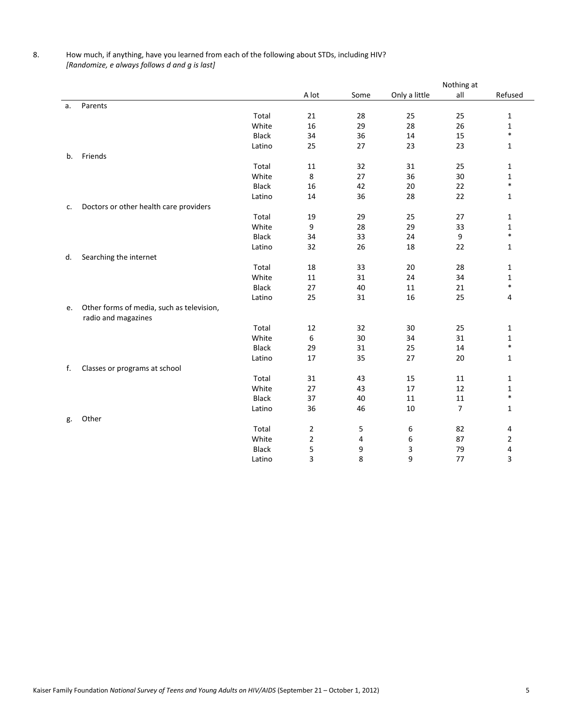8. How much, if anything, have you learned from each of the following about STDs, including HIV?
*[Randomize, e always follows d and g is last]*

| | | A lot | Some | Only a little | Nothing at all | Refused |
|---|---|---|---|---|---|---|
| a. Parents | | | | | | |
| | Total | 21 | 28 | 25 | 25 | 1 |
| | White | 16 | 29 | 28 | 26 | 1 |
| | Black | 34 | 36 | 14 | 15 | * |
| | Latino | 25 | 27 | 23 | 23 | 1 |
| b. Friends | | | | | | |
| | Total | 11 | 32 | 31 | 25 | 1 |
| | White | 8 | 27 | 36 | 30 | 1 |
| | Black | 16 | 42 | 20 | 22 | * |
| | Latino | 14 | 36 | 28 | 22 | 1 |
| c. Doctors or other health care providers | | | | | | |
| | Total | 19 | 29 | 25 | 27 | 1 |
| | White | 9 | 28 | 29 | 33 | 1 |
| | Black | 34 | 33 | 24 | 9 | * |
| | Latino | 32 | 26 | 18 | 22 | 1 |
| d. Searching the internet | | | | | | |
| | Total | 18 | 33 | 20 | 28 | 1 |
| | White | 11 | 31 | 24 | 34 | 1 |
| | Black | 27 | 40 | 11 | 21 | * |
| | Latino | 25 | 31 | 16 | 25 | 4 |
| e. Other forms of media, such as television, radio and magazines | | | | | | |
| | Total | 12 | 32 | 30 | 25 | 1 |
| | White | 6 | 30 | 34 | 31 | 1 |
| | Black | 29 | 31 | 25 | 14 | * |
| | Latino | 17 | 35 | 27 | 20 | 1 |
| f. Classes or programs at school | | | | | | |
| | Total | 31 | 43 | 15 | 11 | 1 |
| | White | 27 | 43 | 17 | 12 | 1 |
| | Black | 37 | 40 | 11 | 11 | * |
| | Latino | 36 | 46 | 10 | 7 | 1 |
| g. Other | | | | | | |
| | Total | 2 | 5 | 6 | 82 | 4 |
| | White | 2 | 4 | 6 | 87 | 2 |
| | Black | 5 | 9 | 3 | 79 | 4 |
| | Latino | 3 | 8 | 9 | 77 | 3 |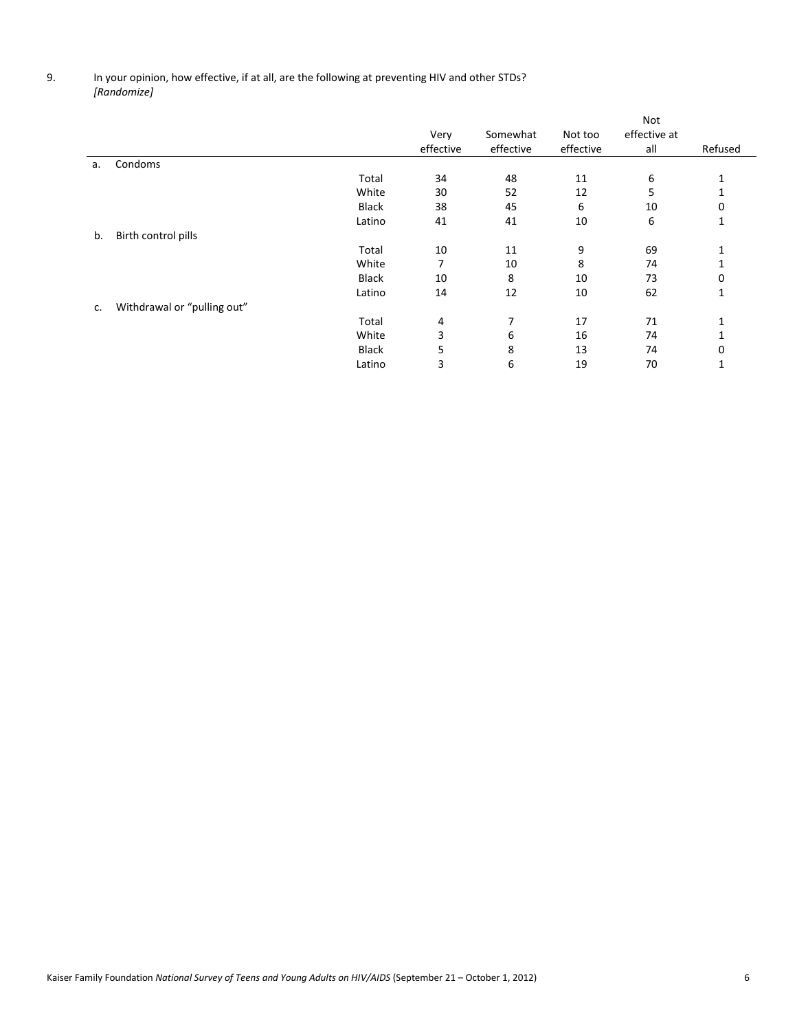9. In your opinion, how effective, if at all, are the following at preventing HIV and other STDs?
*[Randomize]*

| | | Very effective | Somewhat effective | Not too effective | Not effective at all | Refused |
|---|---|---|---|---|---|---|
| a. Condoms | | | | | | |
| | Total | 34 | 48 | 11 | 6 | 1 |
| | White | 30 | 52 | 12 | 5 | 1 |
| | Black | 38 | 45 | 6 | 10 | 0 |
| | Latino | 41 | 41 | 10 | 6 | 1 |
| b. Birth control pills | | | | | | |
| | Total | 10 | 11 | 9 | 69 | 1 |
| | White | 7 | 10 | 8 | 74 | 1 |
| | Black | 10 | 8 | 10 | 73 | 0 |
| | Latino | 14 | 12 | 10 | 62 | 1 |
| c. Withdrawal or “pulling out” | | | | | | |
| | Total | 4 | 7 | 17 | 71 | 1 |
| | White | 3 | 6 | 16 | 74 | 1 |
| | Black | 5 | 8 | 13 | 74 | 0 |
| | Latino | 3 | 6 | 19 | 70 | 1 |

Kaiser Family Foundation *National Survey of Teens and Young Adults on HIV/AIDS* (September 21 – October 1, 2012)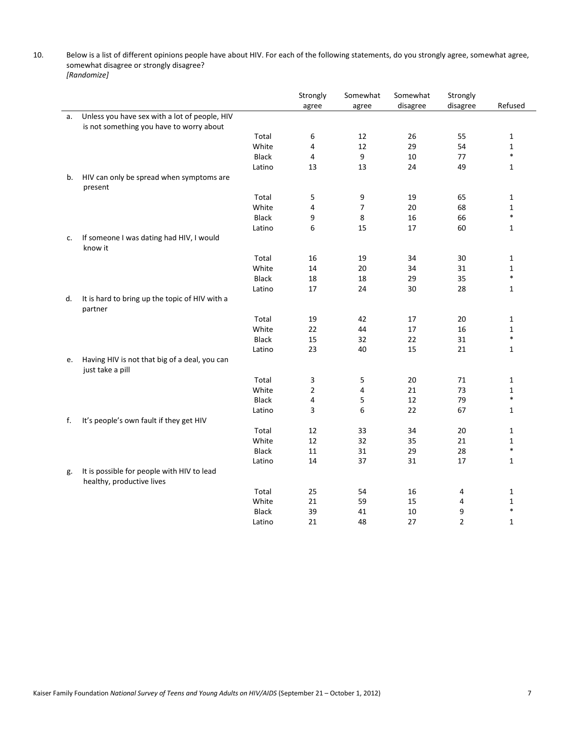10. Below is a list of different opinions people have about HIV. For each of the following statements, do you strongly agree, somewhat agree, somewhat disagree or strongly disagree?
*[Randomize]*

| | | Strongly agree | Somewhat agree | Somewhat disagree | Strongly disagree | Refused |
|---|---|---|---|---|---|---|
| a. Unless you have sex with a lot of people, HIV is not something you have to worry about | | | | | | |
| | Total | 6 | 12 | 26 | 55 | 1 |
| | White | 4 | 12 | 29 | 54 | 1 |
| | Black | 4 | 9 | 10 | 77 | * |
| | Latino | 13 | 13 | 24 | 49 | 1 |
| b. HIV can only be spread when symptoms are present | | | | | | |
| | Total | 5 | 9 | 19 | 65 | 1 |
| | White | 4 | 7 | 20 | 68 | 1 |
| | Black | 9 | 8 | 16 | 66 | * |
| | Latino | 6 | 15 | 17 | 60 | 1 |
| c. If someone I was dating had HIV, I would know it | | | | | | |
| | Total | 16 | 19 | 34 | 30 | 1 |
| | White | 14 | 20 | 34 | 31 | 1 |
| | Black | 18 | 18 | 29 | 35 | * |
| | Latino | 17 | 24 | 30 | 28 | 1 |
| d. It is hard to bring up the topic of HIV with a partner | | | | | | |
| | Total | 19 | 42 | 17 | 20 | 1 |
| | White | 22 | 44 | 17 | 16 | 1 |
| | Black | 15 | 32 | 22 | 31 | * |
| | Latino | 23 | 40 | 15 | 21 | 1 |
| e. Having HIV is not that big of a deal, you can just take a pill | | | | | | |
| | Total | 3 | 5 | 20 | 71 | 1 |
| | White | 2 | 4 | 21 | 73 | 1 |
| | Black | 4 | 5 | 12 | 79 | * |
| | Latino | 3 | 6 | 22 | 67 | 1 |
| f. It's people's own fault if they get HIV | | | | | | |
| | Total | 12 | 33 | 34 | 20 | 1 |
| | White | 12 | 32 | 35 | 21 | 1 |
| | Black | 11 | 31 | 29 | 28 | * |
| | Latino | 14 | 37 | 31 | 17 | 1 |
| g. It is possible for people with HIV to lead healthy, productive lives | | | | | | |
| | Total | 25 | 54 | 16 | 4 | 1 |
| | White | 21 | 59 | 15 | 4 | 1 |
| | Black | 39 | 41 | 10 | 9 | * |
| | Latino | 21 | 48 | 27 | 2 | 1 |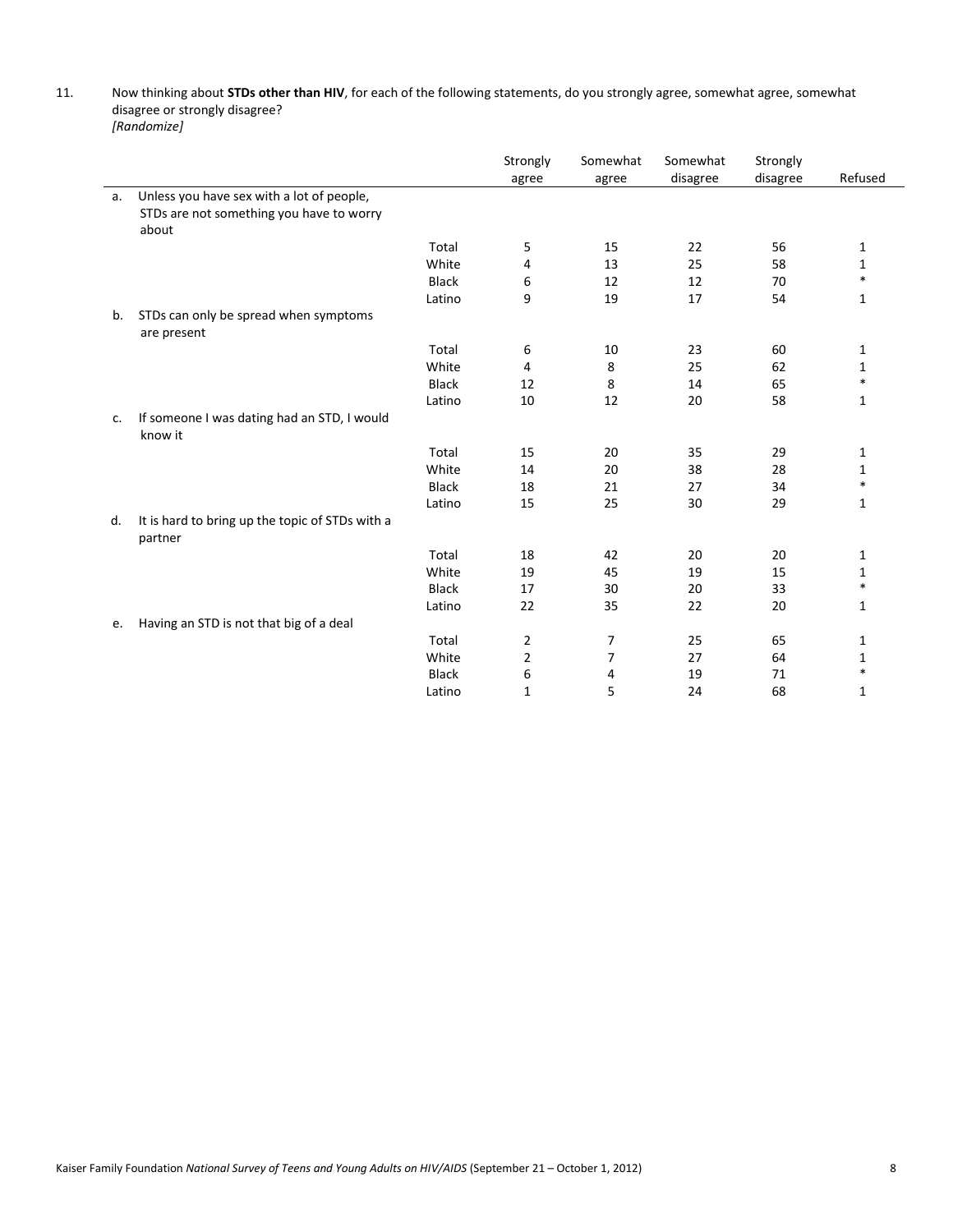11. Now thinking about **STDs other than HIV**, for each of the following statements, do you strongly agree, somewhat agree, somewhat disagree or strongly disagree?
*[Randomize]*

| | | Strongly agree | Somewhat agree | Somewhat disagree | Strongly disagree | Refused |
|---|---|---|---|---|---|---|
| a. Unless you have sex with a lot of people, STDs are not something you have to worry about | | | | | | |
| | Total | 5 | 15 | 22 | 56 | 1 |
| | White | 4 | 13 | 25 | 58 | 1 |
| | Black | 6 | 12 | 12 | 70 | * |
| | Latino | 9 | 19 | 17 | 54 | 1 |
| b. STDs can only be spread when symptoms are present | | | | | | |
| | Total | 6 | 10 | 23 | 60 | 1 |
| | White | 4 | 8 | 25 | 62 | 1 |
| | Black | 12 | 8 | 14 | 65 | * |
| | Latino | 10 | 12 | 20 | 58 | 1 |
| c. If someone I was dating had an STD, I would know it | | | | | | |
| | Total | 15 | 20 | 35 | 29 | 1 |
| | White | 14 | 20 | 38 | 28 | 1 |
| | Black | 18 | 21 | 27 | 34 | * |
| | Latino | 15 | 25 | 30 | 29 | 1 |
| d. It is hard to bring up the topic of STDs with a partner | | | | | | |
| | Total | 18 | 42 | 20 | 20 | 1 |
| | White | 19 | 45 | 19 | 15 | 1 |
| | Black | 17 | 30 | 20 | 33 | * |
| | Latino | 22 | 35 | 22 | 20 | 1 |
| e. Having an STD is not that big of a deal | | | | | | |
| | Total | 2 | 7 | 25 | 65 | 1 |
| | White | 2 | 7 | 27 | 64 | 1 |
| | Black | 6 | 4 | 19 | 71 | * |
| | Latino | 1 | 5 | 24 | 68 | 1 |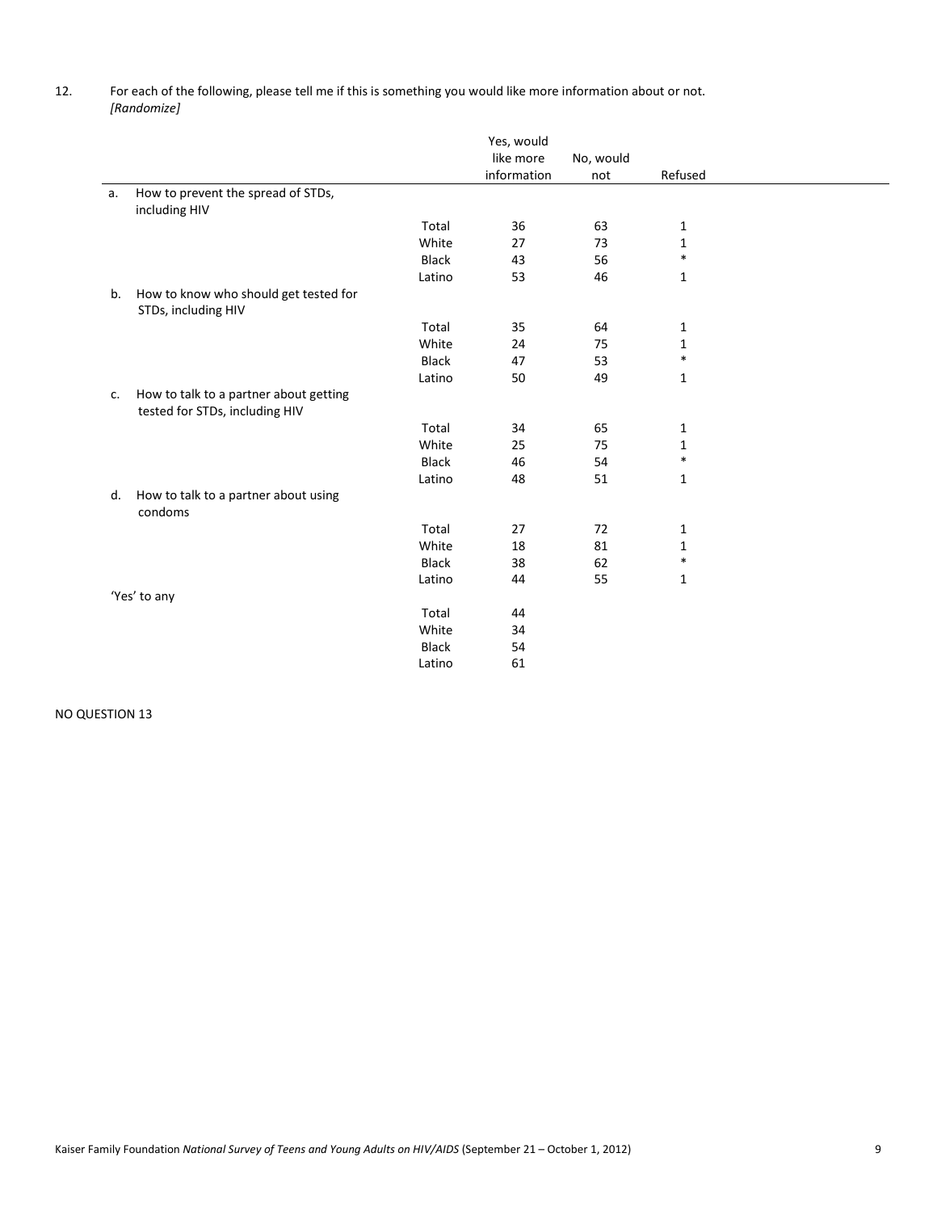12. For each of the following, please tell me if this is something you would like more information about or not. *[Randomize]*

| | | Yes, would like more information | No, would not | Refused |
|---|---|---|---|---|
| a. How to prevent the spread of STDs, including HIV | | | | |
| | Total | 36 | 63 | 1 |
| | White | 27 | 73 | 1 |
| | Black | 43 | 56 | * |
| | Latino | 53 | 46 | 1 |
| b. How to know who should get tested for STDs, including HIV | | | | |
| | Total | 35 | 64 | 1 |
| | White | 24 | 75 | 1 |
| | Black | 47 | 53 | * |
| | Latino | 50 | 49 | 1 |
| c. How to talk to a partner about getting tested for STDs, including HIV | | | | |
| | Total | 34 | 65 | 1 |
| | White | 25 | 75 | 1 |
| | Black | 46 | 54 | * |
| | Latino | 48 | 51 | 1 |
| d. How to talk to a partner about using condoms | | | | |
| | Total | 27 | 72 | 1 |
| | White | 18 | 81 | 1 |
| | Black | 38 | 62 | * |
| | Latino | 44 | 55 | 1 |
| 'Yes' to any | | | | |
| | Total | 44 | | |
| | White | 34 | | |
| | Black | 54 | | |
| | Latino | 61 | | |

NO QUESTION 13

Kaiser Family Foundation *National Survey of Teens and Young Adults on HIV/AIDS* (September 21 – October 1, 2012)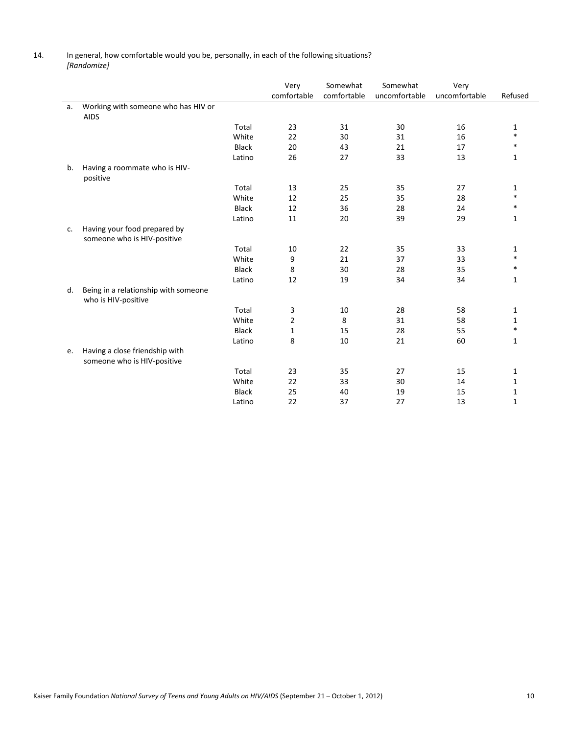14. In general, how comfortable would you be, personally, in each of the following situations?
*[Randomize]*

| | | | Very comfortable | Somewhat comfortable | Somewhat uncomfortable | Very uncomfortable | Refused |
|---|---|---|---|---|---|---|---|
| a. | Working with someone who has HIV or AIDS | | | | | | |
| | | Total | 23 | 31 | 30 | 16 | 1 |
| | | White | 22 | 30 | 31 | 16 | * |
| | | Black | 20 | 43 | 21 | 17 | * |
| | | Latino | 26 | 27 | 33 | 13 | 1 |
| b. | Having a roommate who is HIV-positive | | | | | | |
| | | Total | 13 | 25 | 35 | 27 | 1 |
| | | White | 12 | 25 | 35 | 28 | * |
| | | Black | 12 | 36 | 28 | 24 | * |
| | | Latino | 11 | 20 | 39 | 29 | 1 |
| c. | Having your food prepared by someone who is HIV-positive | | | | | | |
| | | Total | 10 | 22 | 35 | 33 | 1 |
| | | White | 9 | 21 | 37 | 33 | * |
| | | Black | 8 | 30 | 28 | 35 | * |
| | | Latino | 12 | 19 | 34 | 34 | 1 |
| d. | Being in a relationship with someone who is HIV-positive | | | | | | |
| | | Total | 3 | 10 | 28 | 58 | 1 |
| | | White | 2 | 8 | 31 | 58 | 1 |
| | | Black | 1 | 15 | 28 | 55 | * |
| | | Latino | 8 | 10 | 21 | 60 | 1 |
| e. | Having a close friendship with someone who is HIV-positive | | | | | | |
| | | Total | 23 | 35 | 27 | 15 | 1 |
| | | White | 22 | 33 | 30 | 14 | 1 |
| | | Black | 25 | 40 | 19 | 15 | 1 |
| | | Latino | 22 | 37 | 27 | 13 | 1 |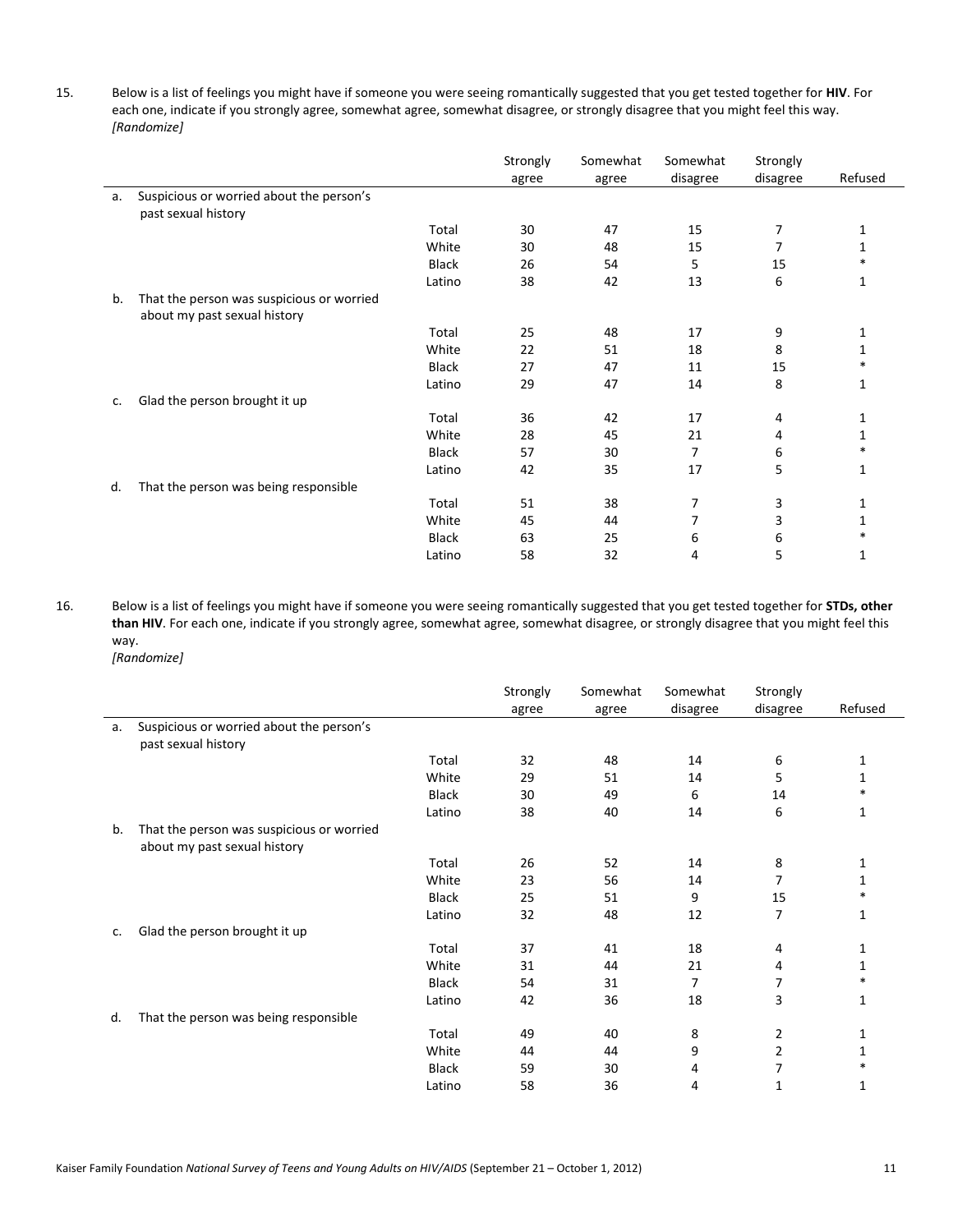15. Below is a list of feelings you might have if someone you were seeing romantically suggested that you get tested together for **HIV**. For each one, indicate if you strongly agree, somewhat agree, somewhat disagree, or strongly disagree that you might feel this way.
*[Randomize]*

| | | Strongly agree | Somewhat agree | Somewhat disagree | Strongly disagree | Refused |
|---|---|---|---|---|---|---|
| a. Suspicious or worried about the person's past sexual history | | | | | | |
| | Total | 30 | 47 | 15 | 7 | 1 |
| | White | 30 | 48 | 15 | 7 | 1 |
| | Black | 26 | 54 | 5 | 15 | * |
| | Latino | 38 | 42 | 13 | 6 | 1 |
| b. That the person was suspicious or worried about my past sexual history | | | | | | |
| | Total | 25 | 48 | 17 | 9 | 1 |
| | White | 22 | 51 | 18 | 8 | 1 |
| | Black | 27 | 47 | 11 | 15 | * |
| | Latino | 29 | 47 | 14 | 8 | 1 |
| c. Glad the person brought it up | | | | | | |
| | Total | 36 | 42 | 17 | 4 | 1 |
| | White | 28 | 45 | 21 | 4 | 1 |
| | Black | 57 | 30 | 7 | 6 | * |
| | Latino | 42 | 35 | 17 | 5 | 1 |
| d. That the person was being responsible | | | | | | |
| | Total | 51 | 38 | 7 | 3 | 1 |
| | White | 45 | 44 | 7 | 3 | 1 |
| | Black | 63 | 25 | 6 | 6 | * |
| | Latino | 58 | 32 | 4 | 5 | 1 |

16. Below is a list of feelings you might have if someone you were seeing romantically suggested that you get tested together for **STDs, other than HIV**. For each one, indicate if you strongly agree, somewhat agree, somewhat disagree, or strongly disagree that you might feel this way.
*[Randomize]*

| | | Strongly agree | Somewhat agree | Somewhat disagree | Strongly disagree | Refused |
|---|---|---|---|---|---|---|
| a. Suspicious or worried about the person's past sexual history | | | | | | |
| | Total | 32 | 48 | 14 | 6 | 1 |
| | White | 29 | 51 | 14 | 5 | 1 |
| | Black | 30 | 49 | 6 | 14 | * |
| | Latino | 38 | 40 | 14 | 6 | 1 |
| b. That the person was suspicious or worried about my past sexual history | | | | | | |
| | Total | 26 | 52 | 14 | 8 | 1 |
| | White | 23 | 56 | 14 | 7 | 1 |
| | Black | 25 | 51 | 9 | 15 | * |
| | Latino | 32 | 48 | 12 | 7 | 1 |
| c. Glad the person brought it up | | | | | | |
| | Total | 37 | 41 | 18 | 4 | 1 |
| | White | 31 | 44 | 21 | 4 | 1 |
| | Black | 54 | 31 | 7 | 7 | * |
| | Latino | 42 | 36 | 18 | 3 | 1 |
| d. That the person was being responsible | | | | | | |
| | Total | 49 | 40 | 8 | 2 | 1 |
| | White | 44 | 44 | 9 | 2 | 1 |
| | Black | 59 | 30 | 4 | 7 | * |
| | Latino | 58 | 36 | 4 | 1 | 1 |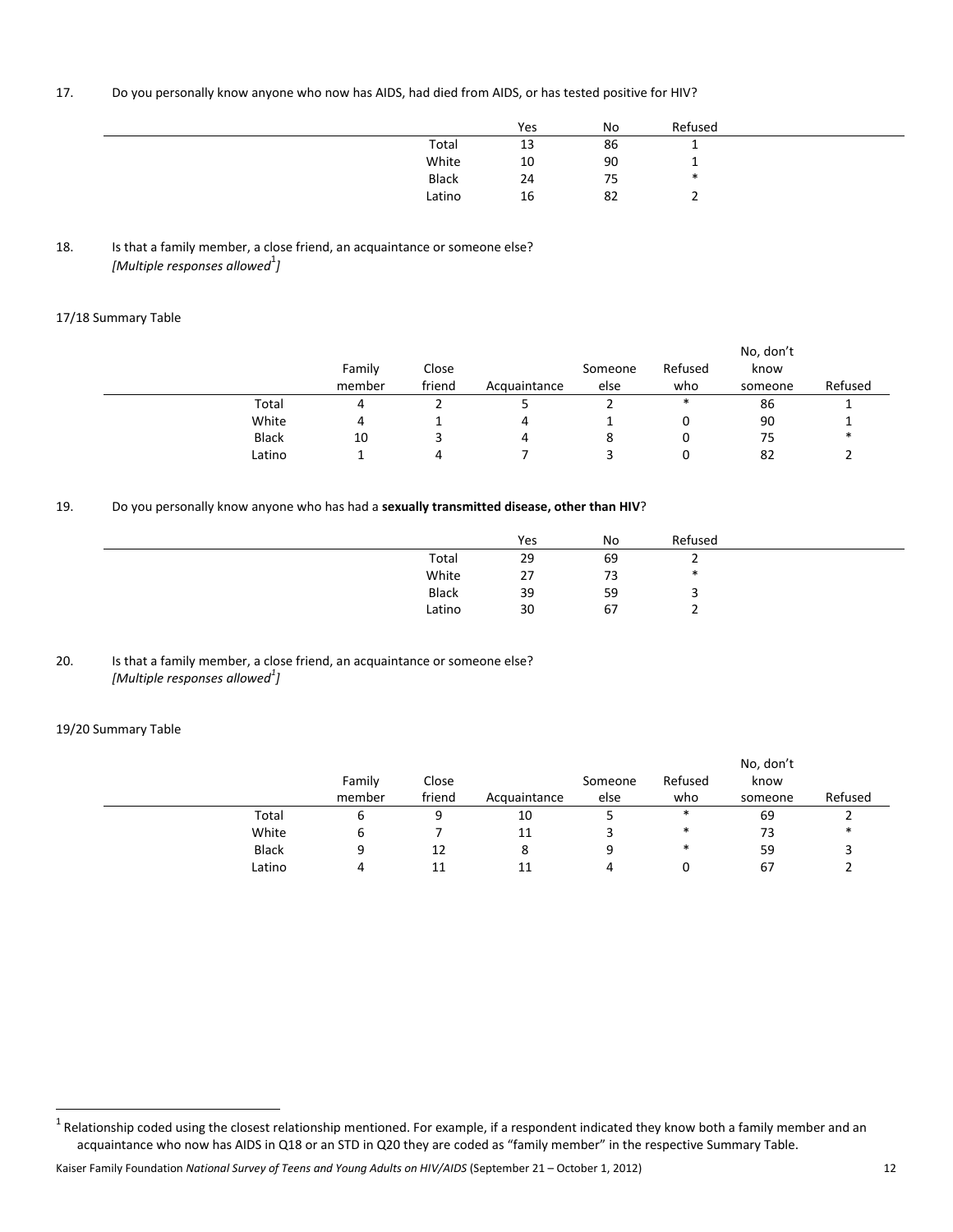17. Do you personally know anyone who now has AIDS, had died from AIDS, or has tested positive for HIV?

| | Yes | No | Refused |
|---|---|---|---|
| Total | 13 | 86 | 1 |
| White | 10 | 90 | 1 |
| Black | 24 | 75 | * |
| Latino | 16 | 82 | 2 |

18. Is that a family member, a close friend, an acquaintance or someone else?
*[Multiple responses allowed[1]]*

17/18 Summary Table

| | Family member | Close friend | Acquaintance | Someone else | Refused who | No, don't know someone | Refused |
|---|---|---|---|---|---|---|---|
| Total | 4 | 2 | 5 | 2 | * | 86 | 1 |
| White | 4 | 1 | 4 | 1 | 0 | 90 | 1 |
| Black | 10 | 3 | 4 | 8 | 0 | 75 | * |
| Latino | 1 | 4 | 7 | 3 | 0 | 82 | 2 |

19. Do you personally know anyone who has had a **sexually transmitted disease, other than HIV**?

| | Yes | No | Refused |
|---|---|---|---|
| Total | 29 | 69 | 2 |
| White | 27 | 73 | * |
| Black | 39 | 59 | 3 |
| Latino | 30 | 67 | 2 |

20. Is that a family member, a close friend, an acquaintance or someone else?
*[Multiple responses allowed[1]]*

19/20 Summary Table

| | Family member | Close friend | Acquaintance | Someone else | Refused who | No, don't know someone | Refused |
|---|---|---|---|---|---|---|---|
| Total | 6 | 9 | 10 | 5 | * | 69 | 2 |
| White | 6 | 7 | 11 | 3 | * | 73 | * |
| Black | 9 | 12 | 8 | 9 | * | 59 | 3 |
| Latino | 4 | 11 | 11 | 4 | 0 | 67 | 2 |

[1] Relationship coded using the closest relationship mentioned. For example, if a respondent indicated they know both a family member and an acquaintance who now has AIDS in Q18 or an STD in Q20 they are coded as "family member" in the respective Summary Table.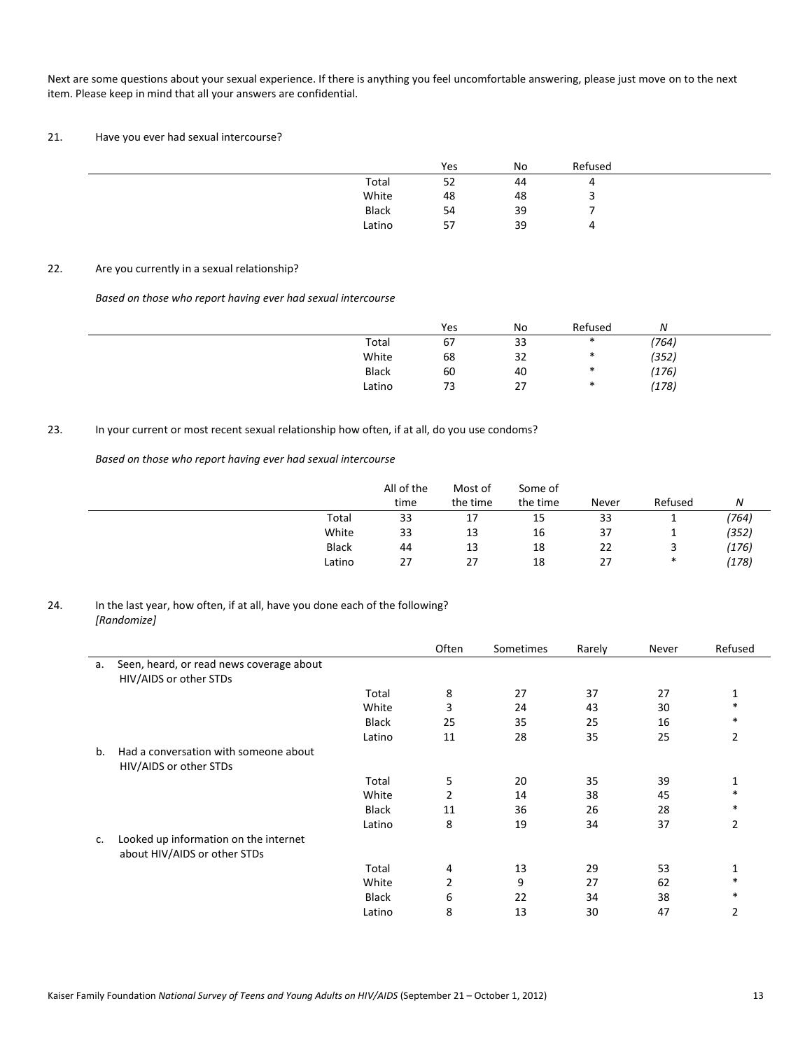Next are some questions about your sexual experience. If there is anything you feel uncomfortable answering, please just move on to the next item. Please keep in mind that all your answers are confidential.

21. Have you ever had sexual intercourse?

| | Yes | No | Refused |
|---|---|---|---|
| Total | 52 | 44 | 4 |
| White | 48 | 48 | 3 |
| Black | 54 | 39 | 7 |
| Latino | 57 | 39 | 4 |

22. Are you currently in a sexual relationship?

*Based on those who report having ever had sexual intercourse*

| | Yes | No | Refused | *N* |
|---|---|---|---|---|
| Total | 67 | 33 | * | *(764)* |
| White | 68 | 32 | * | *(352)* |
| Black | 60 | 40 | * | *(176)* |
| Latino | 73 | 27 | * | *(178)* |

23. In your current or most recent sexual relationship how often, if at all, do you use condoms?

*Based on those who report having ever had sexual intercourse*

| | All of the time | Most of the time | Some of the time | Never | Refused | *N* |
|---|---|---|---|---|---|---|
| Total | 33 | 17 | 15 | 33 | 1 | *(764)* |
| White | 33 | 13 | 16 | 37 | 1 | *(352)* |
| Black | 44 | 13 | 18 | 22 | 3 | *(176)* |
| Latino | 27 | 27 | 18 | 27 | * | *(178)* |

24. In the last year, how often, if at all, have you done each of the following?
*[Randomize]*

| | | Often | Sometimes | Rarely | Never | Refused |
|---|---|---|---|---|---|---|
| a. Seen, heard, or read news coverage about HIV/AIDS or other STDs | | | | | | |
| | Total | 8 | 27 | 37 | 27 | 1 |
| | White | 3 | 24 | 43 | 30 | * |
| | Black | 25 | 35 | 25 | 16 | * |
| | Latino | 11 | 28 | 35 | 25 | 2 |
| b. Had a conversation with someone about HIV/AIDS or other STDs | | | | | | |
| | Total | 5 | 20 | 35 | 39 | 1 |
| | White | 2 | 14 | 38 | 45 | * |
| | Black | 11 | 36 | 26 | 28 | * |
| | Latino | 8 | 19 | 34 | 37 | 2 |
| c. Looked up information on the internet about HIV/AIDS or other STDs | | | | | | |
| | Total | 4 | 13 | 29 | 53 | 1 |
| | White | 2 | 9 | 27 | 62 | * |
| | Black | 6 | 22 | 34 | 38 | * |
| | Latino | 8 | 13 | 30 | 47 | 2 |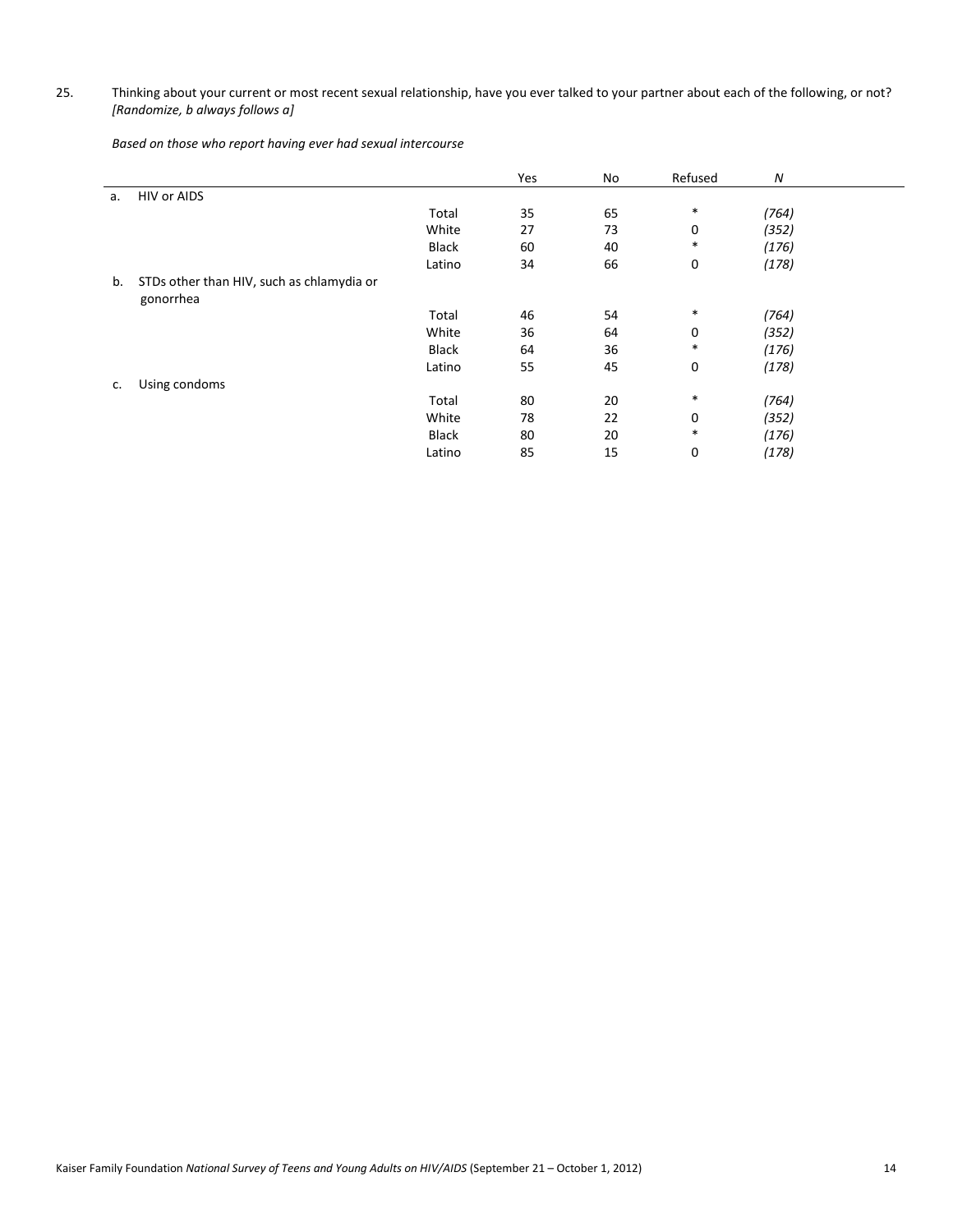25. Thinking about your current or most recent sexual relationship, have you ever talked to your partner about each of the following, or not? *[Randomize, b always follows a]*

*Based on those who report having ever had sexual intercourse*

| | | Yes | No | Refused | *N* |
|---|---|---|---|---|---|
| a. HIV or AIDS | | | | | |
| | Total | 35 | 65 | * | *(764)* |
| | White | 27 | 73 | 0 | *(352)* |
| | Black | 60 | 40 | * | *(176)* |
| | Latino | 34 | 66 | 0 | *(178)* |
| b. STDs other than HIV, such as chlamydia or gonorrhea | | | | | |
| | Total | 46 | 54 | * | *(764)* |
| | White | 36 | 64 | 0 | *(352)* |
| | Black | 64 | 36 | * | *(176)* |
| | Latino | 55 | 45 | 0 | *(178)* |
| c. Using condoms | | | | | |
| | Total | 80 | 20 | * | *(764)* |
| | White | 78 | 22 | 0 | *(352)* |
| | Black | 80 | 20 | * | *(176)* |
| | Latino | 85 | 15 | 0 | *(178)* |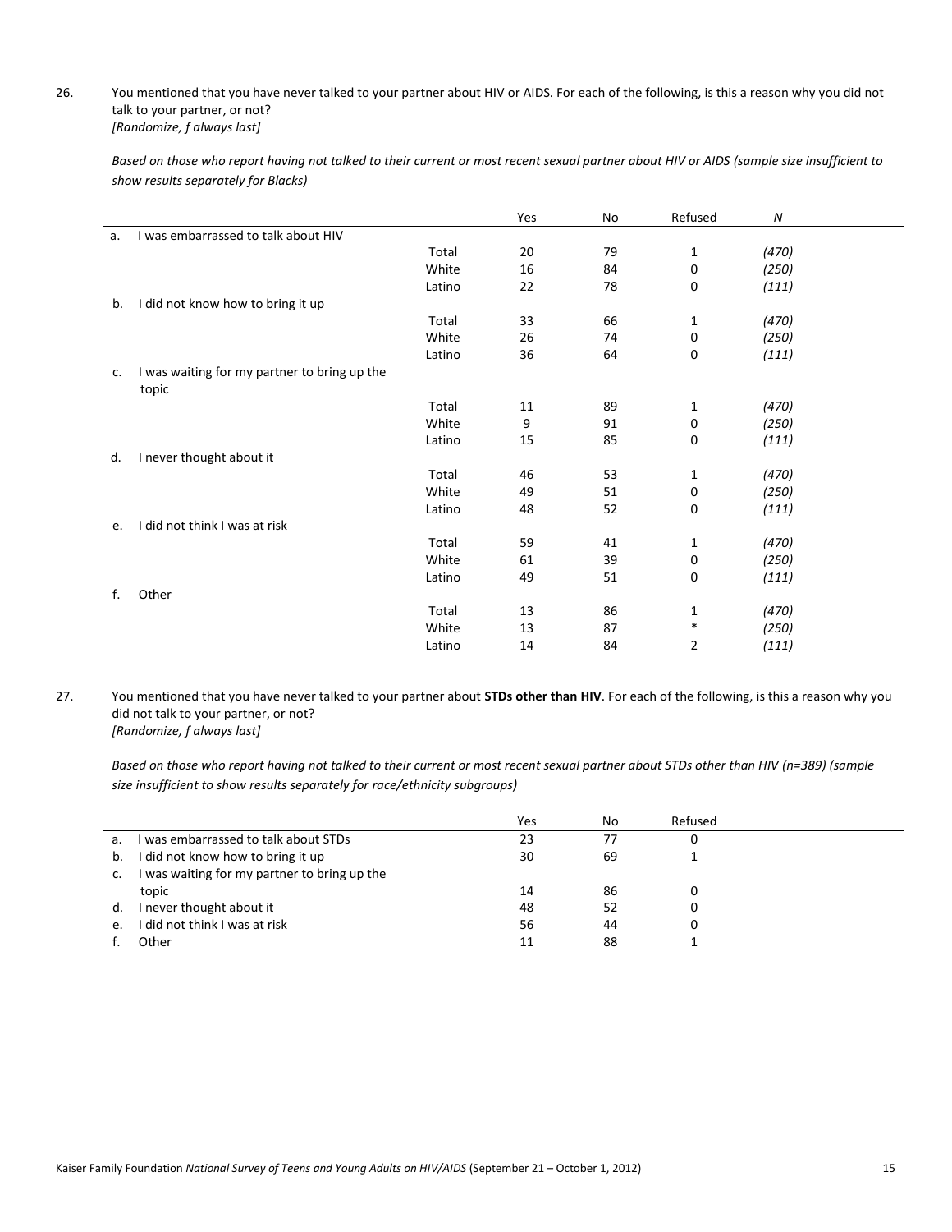26. You mentioned that you have never talked to your partner about HIV or AIDS. For each of the following, is this a reason why you did not talk to your partner, or not?
*[Randomize, f always last]*

*Based on those who report having not talked to their current or most recent sexual partner about HIV or AIDS (sample size insufficient to show results separately for Blacks)*

| | | Yes | No | Refused | *N* |
|---|---|---|---|---|---|
| a. I was embarrassed to talk about HIV | | | | | |
| | Total | 20 | 79 | 1 | *(470)* |
| | White | 16 | 84 | 0 | *(250)* |
| | Latino | 22 | 78 | 0 | *(111)* |
| b. I did not know how to bring it up | | | | | |
| | Total | 33 | 66 | 1 | *(470)* |
| | White | 26 | 74 | 0 | *(250)* |
| | Latino | 36 | 64 | 0 | *(111)* |
| c. I was waiting for my partner to bring up the topic | | | | | |
| | Total | 11 | 89 | 1 | *(470)* |
| | White | 9 | 91 | 0 | *(250)* |
| | Latino | 15 | 85 | 0 | *(111)* |
| d. I never thought about it | | | | | |
| | Total | 46 | 53 | 1 | *(470)* |
| | White | 49 | 51 | 0 | *(250)* |
| | Latino | 48 | 52 | 0 | *(111)* |
| e. I did not think I was at risk | | | | | |
| | Total | 59 | 41 | 1 | *(470)* |
| | White | 61 | 39 | 0 | *(250)* |
| | Latino | 49 | 51 | 0 | *(111)* |
| f. Other | | | | | |
| | Total | 13 | 86 | 1 | *(470)* |
| | White | 13 | 87 | * | *(250)* |
| | Latino | 14 | 84 | 2 | *(111)* |

27. You mentioned that you have never talked to your partner about **STDs other than HIV**. For each of the following, is this a reason why you did not talk to your partner, or not?
*[Randomize, f always last]*

*Based on those who report having not talked to their current or most recent sexual partner about STDs other than HIV (n=389) (sample size insufficient to show results separately for race/ethnicity subgroups)*

| | Yes | No | Refused |
|---|---|---|---|
| a. I was embarrassed to talk about STDs | 23 | 77 | 0 |
| b. I did not know how to bring it up | 30 | 69 | 1 |
| c. I was waiting for my partner to bring up the topic | 14 | 86 | 0 |
| d. I never thought about it | 48 | 52 | 0 |
| e. I did not think I was at risk | 56 | 44 | 0 |
| f. Other | 11 | 88 | 1 |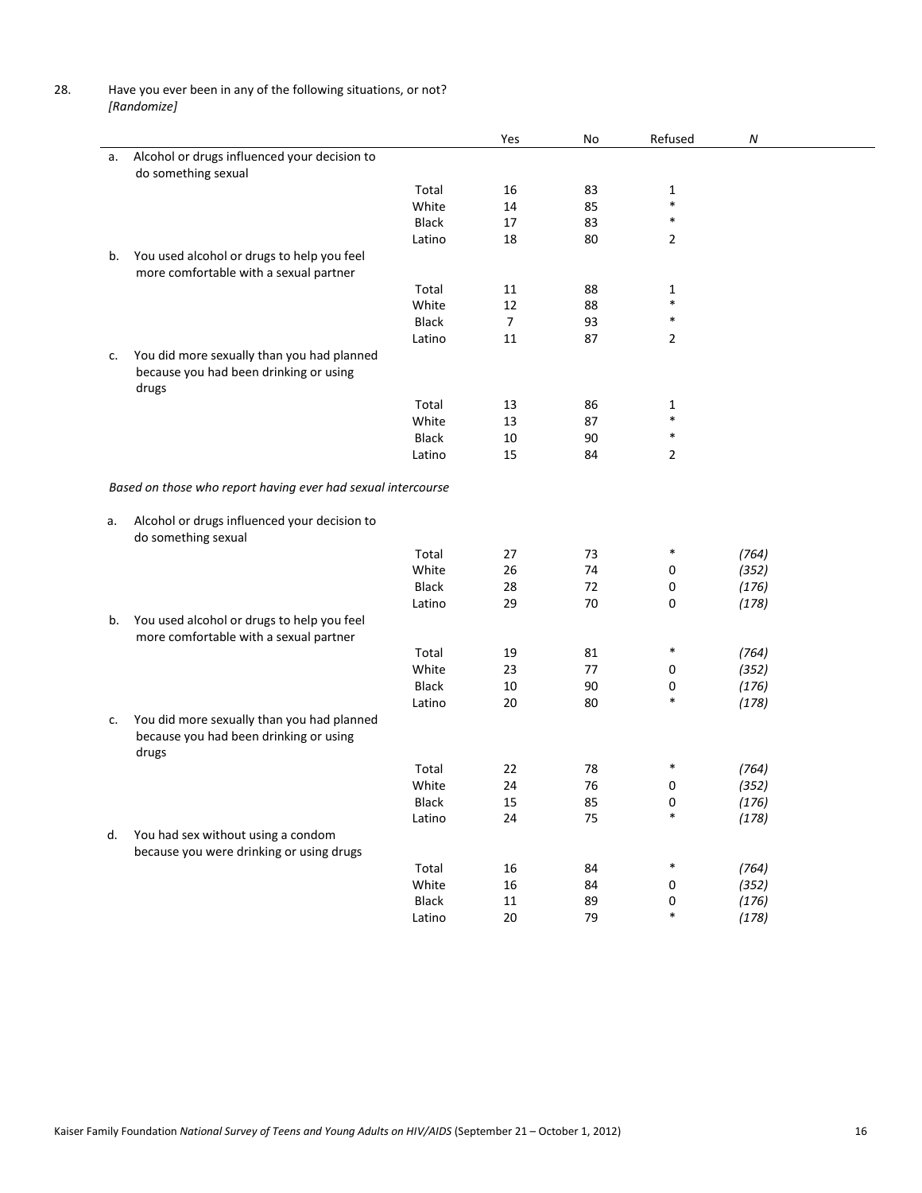28. Have you ever been in any of the following situations, or not?
*[Randomize]*

| | | Yes | No | Refused | *N* |
|---|---|---|---|---|---|
| a. Alcohol or drugs influenced your decision to do something sexual | | | | | |
| | Total | 16 | 83 | 1 | |
| | White | 14 | 85 | * | |
| | Black | 17 | 83 | * | |
| | Latino | 18 | 80 | 2 | |
| b. You used alcohol or drugs to help you feel more comfortable with a sexual partner | | | | | |
| | Total | 11 | 88 | 1 | |
| | White | 12 | 88 | * | |
| | Black | 7 | 93 | * | |
| | Latino | 11 | 87 | 2 | |
| c. You did more sexually than you had planned because you had been drinking or using drugs | | | | | |
| | Total | 13 | 86 | 1 | |
| | White | 13 | 87 | * | |
| | Black | 10 | 90 | * | |
| | Latino | 15 | 84 | 2 | |

*Based on those who report having ever had sexual intercourse*

| | | Yes | No | Refused | *N* |
|---|---|---|---|---|---|
| a. Alcohol or drugs influenced your decision to do something sexual | | | | | |
| | Total | 27 | 73 | * | *(764)* |
| | White | 26 | 74 | 0 | *(352)* |
| | Black | 28 | 72 | 0 | *(176)* |
| | Latino | 29 | 70 | 0 | *(178)* |
| b. You used alcohol or drugs to help you feel more comfortable with a sexual partner | | | | | |
| | Total | 19 | 81 | * | *(764)* |
| | White | 23 | 77 | 0 | *(352)* |
| | Black | 10 | 90 | 0 | *(176)* |
| | Latino | 20 | 80 | * | *(178)* |
| c. You did more sexually than you had planned because you had been drinking or using drugs | | | | | |
| | Total | 22 | 78 | * | *(764)* |
| | White | 24 | 76 | 0 | *(352)* |
| | Black | 15 | 85 | 0 | *(176)* |
| | Latino | 24 | 75 | * | *(178)* |
| d. You had sex without using a condom because you were drinking or using drugs | | | | | |
| | Total | 16 | 84 | * | *(764)* |
| | White | 16 | 84 | 0 | *(352)* |
| | Black | 11 | 89 | 0 | *(176)* |
| | Latino | 20 | 79 | * | *(178)* |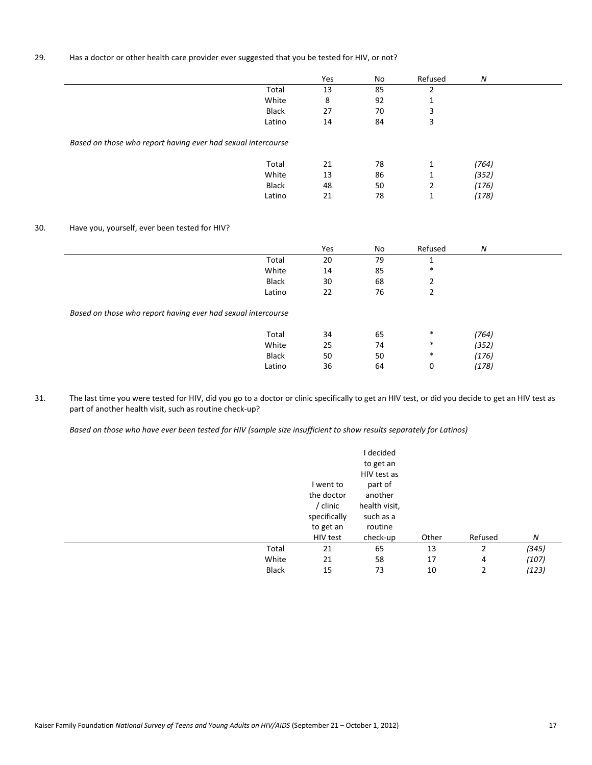29. Has a doctor or other health care provider ever suggested that you be tested for HIV, or not?

| | Yes | No | Refused | *N* |
|---|---|---|---|---|
| Total | 13 | 85 | 2 | |
| White | 8 | 92 | 1 | |
| Black | 27 | 70 | 3 | |
| Latino | 14 | 84 | 3 | |
| *Based on those who report having ever had sexual intercourse* | | | | |
| Total | 21 | 78 | 1 | *(764)* |
| White | 13 | 86 | 1 | *(352)* |
| Black | 48 | 50 | 2 | *(176)* |
| Latino | 21 | 78 | 1 | *(178)* |

30. Have you, yourself, ever been tested for HIV?

| | Yes | No | Refused | *N* |
|---|---|---|---|---|
| Total | 20 | 79 | 1 | |
| White | 14 | 85 | * | |
| Black | 30 | 68 | 2 | |
| Latino | 22 | 76 | 2 | |
| *Based on those who report having ever had sexual intercourse* | | | | |
| Total | 34 | 65 | * | *(764)* |
| White | 25 | 74 | * | *(352)* |
| Black | 50 | 50 | * | *(176)* |
| Latino | 36 | 64 | 0 | *(178)* |

31. The last time you were tested for HIV, did you go to a doctor or clinic specifically to get an HIV test, or did you decide to get an HIV test as part of another health visit, such as routine check-up?

*Based on those who have ever been tested for HIV (sample size insufficient to show results separately for Latinos)*

| | I went to the doctor / clinic specifically to get an HIV test | I decided to get an HIV test as part of another health visit, such as a routine check-up | Other | Refused | *N* |
|---|---|---|---|---|---|
| Total | 21 | 65 | 13 | 2 | *(345)* |
| White | 21 | 58 | 17 | 4 | *(107)* |
| Black | 15 | 73 | 10 | 2 | *(123)* |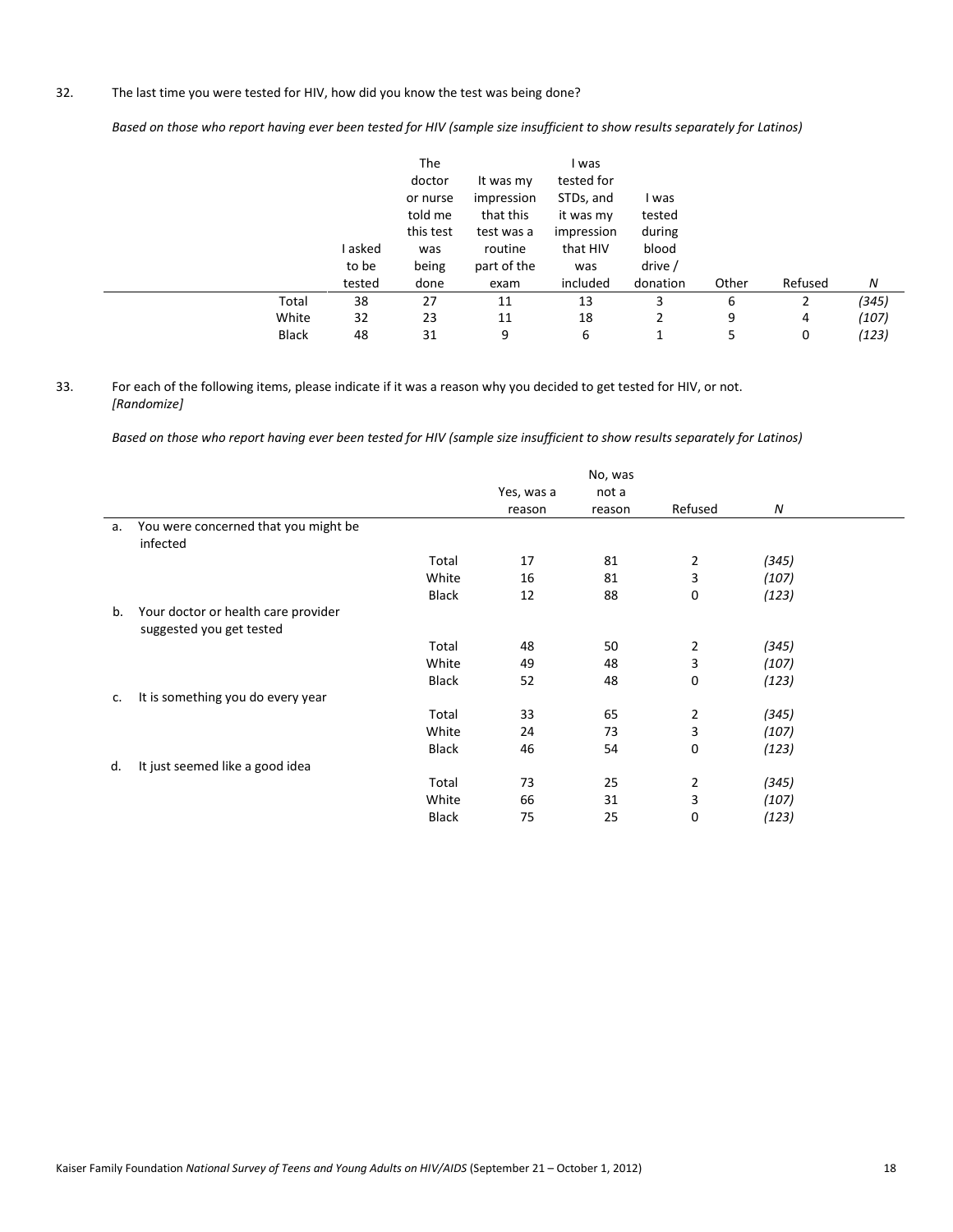32. The last time you were tested for HIV, how did you know the test was being done?

*Based on those who report having ever been tested for HIV (sample size insufficient to show results separately for Latinos)*

| | I asked to be tested | The doctor or nurse told me this test was being done | It was my impression that this test was a routine part of the exam | I was tested for STDs, and it was my impression that HIV was included | I was tested during blood drive / donation | Other | Refused | *N* |
|---|---|---|---|---|---|---|---|---|
| Total | 38 | 27 | 11 | 13 | 3 | 6 | 2 | *(345)* |
| White | 32 | 23 | 11 | 18 | 2 | 9 | 4 | *(107)* |
| Black | 48 | 31 | 9 | 6 | 1 | 5 | 0 | *(123)* |

33. For each of the following items, please indicate if it was a reason why you decided to get tested for HIV, or not. *[Randomize]*

*Based on those who report having ever been tested for HIV (sample size insufficient to show results separately for Latinos)*

| | | Yes, was a reason | No, was not a reason | Refused | *N* |
|---|---|---|---|---|---|
| a. You were concerned that you might be infected | | | | | |
| | Total | 17 | 81 | 2 | *(345)* |
| | White | 16 | 81 | 3 | *(107)* |
| | Black | 12 | 88 | 0 | *(123)* |
| b. Your doctor or health care provider suggested you get tested | | | | | |
| | Total | 48 | 50 | 2 | *(345)* |
| | White | 49 | 48 | 3 | *(107)* |
| | Black | 52 | 48 | 0 | *(123)* |
| c. It is something you do every year | | | | | |
| | Total | 33 | 65 | 2 | *(345)* |
| | White | 24 | 73 | 3 | *(107)* |
| | Black | 46 | 54 | 0 | *(123)* |
| d. It just seemed like a good idea | | | | | |
| | Total | 73 | 25 | 2 | *(345)* |
| | White | 66 | 31 | 3 | *(107)* |
| | Black | 75 | 25 | 0 | *(123)* |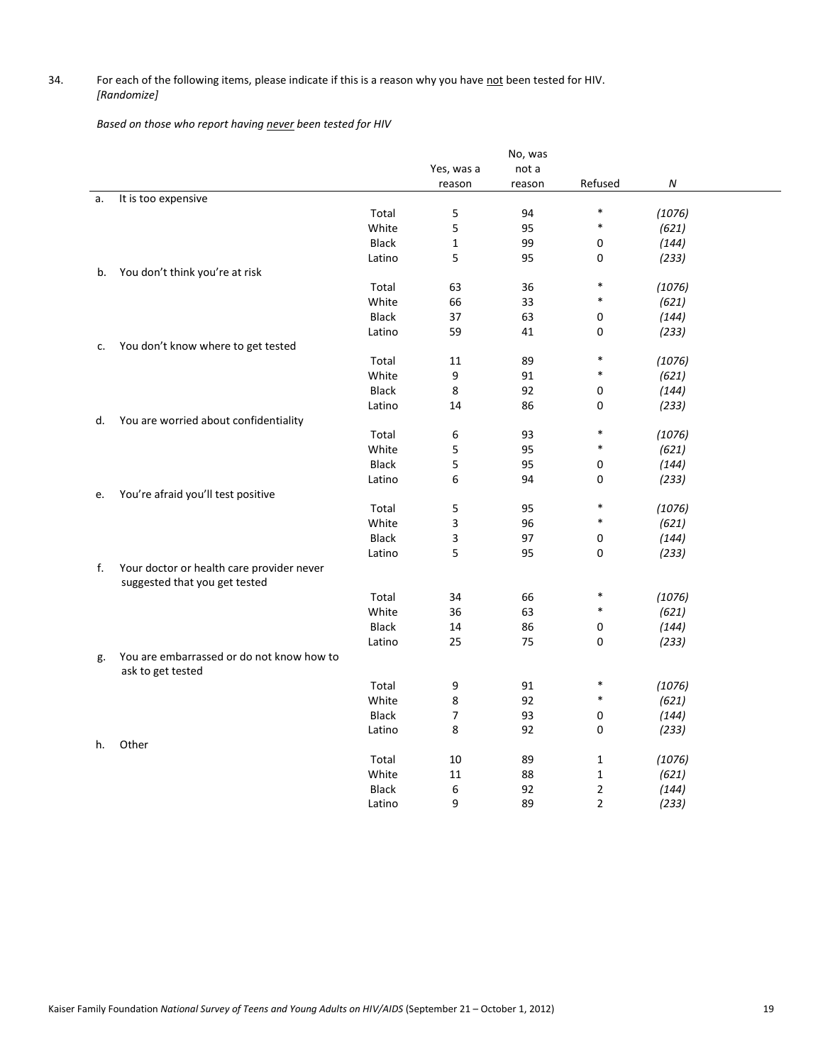34. For each of the following items, please indicate if this is a reason why you have not been tested for HIV. *[Randomize]*

*Based on those who report having never been tested for HIV*

| | | Yes, was a reason | No, was not a reason | Refused | *N* |
|---|---|---|---|---|---|
| a. It is too expensive | | | | | |
| | Total | 5 | 94 | * | *(1076)* |
| | White | 5 | 95 | * | *(621)* |
| | Black | 1 | 99 | 0 | *(144)* |
| | Latino | 5 | 95 | 0 | *(233)* |
| b. You don't think you're at risk | | | | | |
| | Total | 63 | 36 | * | *(1076)* |
| | White | 66 | 33 | * | *(621)* |
| | Black | 37 | 63 | 0 | *(144)* |
| | Latino | 59 | 41 | 0 | *(233)* |
| c. You don't know where to get tested | | | | | |
| | Total | 11 | 89 | * | *(1076)* |
| | White | 9 | 91 | * | *(621)* |
| | Black | 8 | 92 | 0 | *(144)* |
| | Latino | 14 | 86 | 0 | *(233)* |
| d. You are worried about confidentiality | | | | | |
| | Total | 6 | 93 | * | *(1076)* |
| | White | 5 | 95 | * | *(621)* |
| | Black | 5 | 95 | 0 | *(144)* |
| | Latino | 6 | 94 | 0 | *(233)* |
| e. You're afraid you'll test positive | | | | | |
| | Total | 5 | 95 | * | *(1076)* |
| | White | 3 | 96 | * | *(621)* |
| | Black | 3 | 97 | 0 | *(144)* |
| | Latino | 5 | 95 | 0 | *(233)* |
| f. Your doctor or health care provider never suggested that you get tested | | | | | |
| | Total | 34 | 66 | * | *(1076)* |
| | White | 36 | 63 | * | *(621)* |
| | Black | 14 | 86 | 0 | *(144)* |
| | Latino | 25 | 75 | 0 | *(233)* |
| g. You are embarrassed or do not know how to ask to get tested | | | | | |
| | Total | 9 | 91 | * | *(1076)* |
| | White | 8 | 92 | * | *(621)* |
| | Black | 7 | 93 | 0 | *(144)* |
| | Latino | 8 | 92 | 0 | *(233)* |
| h. Other | | | | | |
| | Total | 10 | 89 | 1 | *(1076)* |
| | White | 11 | 88 | 1 | *(621)* |
| | Black | 6 | 92 | 2 | *(144)* |
| | Latino | 9 | 89 | 2 | *(233)* |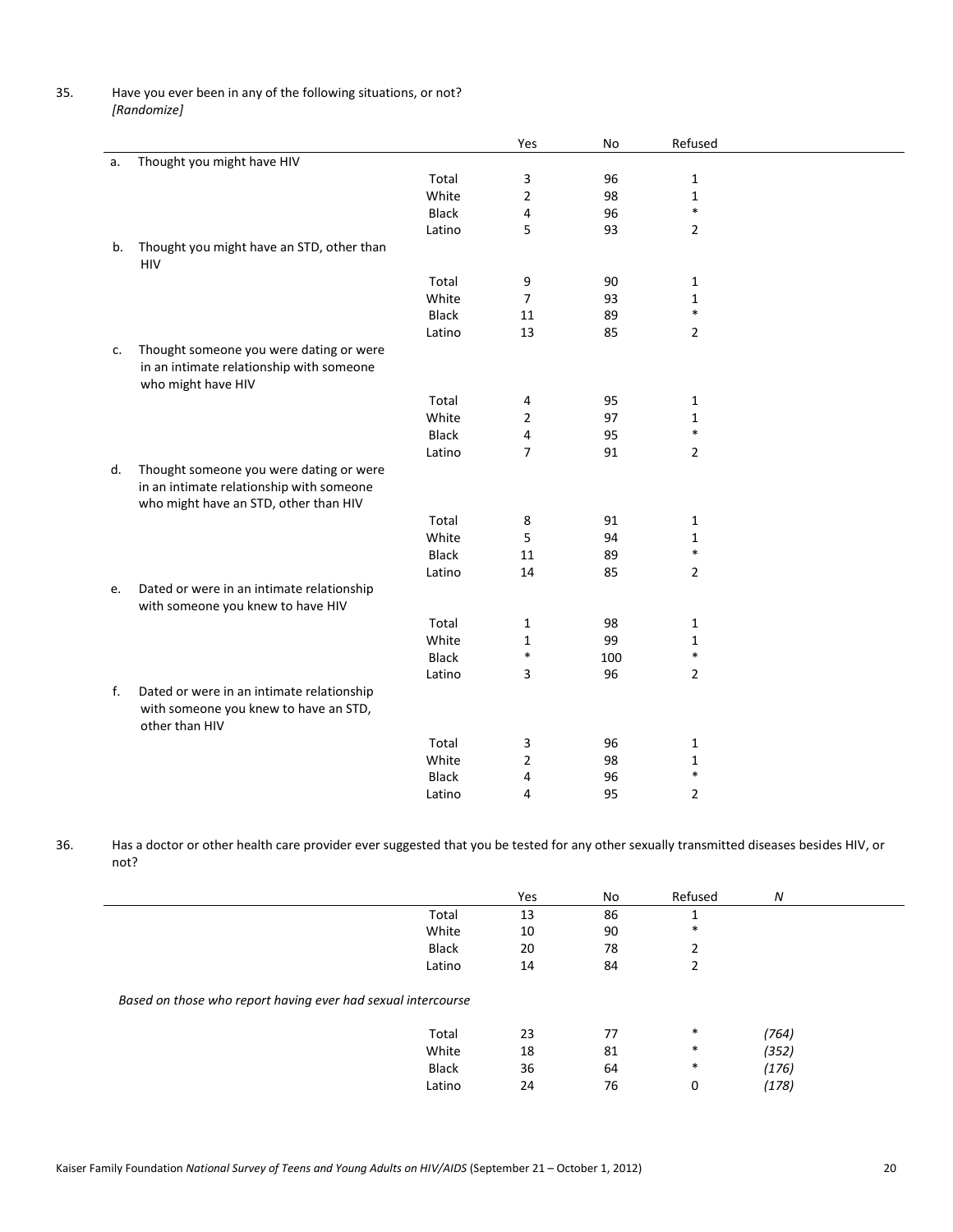35. Have you ever been in any of the following situations, or not?
*[Randomize]*

| | | Yes | No | Refused |
|---|---|---|---|---|
| a. Thought you might have HIV | | | | |
| | Total | 3 | 96 | 1 |
| | White | 2 | 98 | 1 |
| | Black | 4 | 96 | * |
| | Latino | 5 | 93 | 2 |
| b. Thought you might have an STD, other than HIV | | | | |
| | Total | 9 | 90 | 1 |
| | White | 7 | 93 | 1 |
| | Black | 11 | 89 | * |
| | Latino | 13 | 85 | 2 |
| c. Thought someone you were dating or were in an intimate relationship with someone who might have HIV | | | | |
| | Total | 4 | 95 | 1 |
| | White | 2 | 97 | 1 |
| | Black | 4 | 95 | * |
| | Latino | 7 | 91 | 2 |
| d. Thought someone you were dating or were in an intimate relationship with someone who might have an STD, other than HIV | | | | |
| | Total | 8 | 91 | 1 |
| | White | 5 | 94 | 1 |
| | Black | 11 | 89 | * |
| | Latino | 14 | 85 | 2 |
| e. Dated or were in an intimate relationship with someone you knew to have HIV | | | | |
| | Total | 1 | 98 | 1 |
| | White | 1 | 99 | 1 |
| | Black | * | 100 | * |
| | Latino | 3 | 96 | 2 |
| f. Dated or were in an intimate relationship with someone you knew to have an STD, other than HIV | | | | |
| | Total | 3 | 96 | 1 |
| | White | 2 | 98 | 1 |
| | Black | 4 | 96 | * |
| | Latino | 4 | 95 | 2 |

36. Has a doctor or other health care provider ever suggested that you be tested for any other sexually transmitted diseases besides HIV, or not?

| | | Yes | No | Refused | *N* |
|---|---|---|---|---|---|
| | Total | 13 | 86 | 1 | |
| | White | 10 | 90 | * | |
| | Black | 20 | 78 | 2 | |
| | Latino | 14 | 84 | 2 | |
| *Based on those who report having ever had sexual intercourse* | | | | | |
| | Total | 23 | 77 | * | *(764)* |
| | White | 18 | 81 | * | *(352)* |
| | Black | 36 | 64 | * | *(176)* |
| | Latino | 24 | 76 | 0 | *(178)* |

Kaiser Family Foundation *National Survey of Teens and Young Adults on HIV/AIDS* (September 21 – October 1, 2012)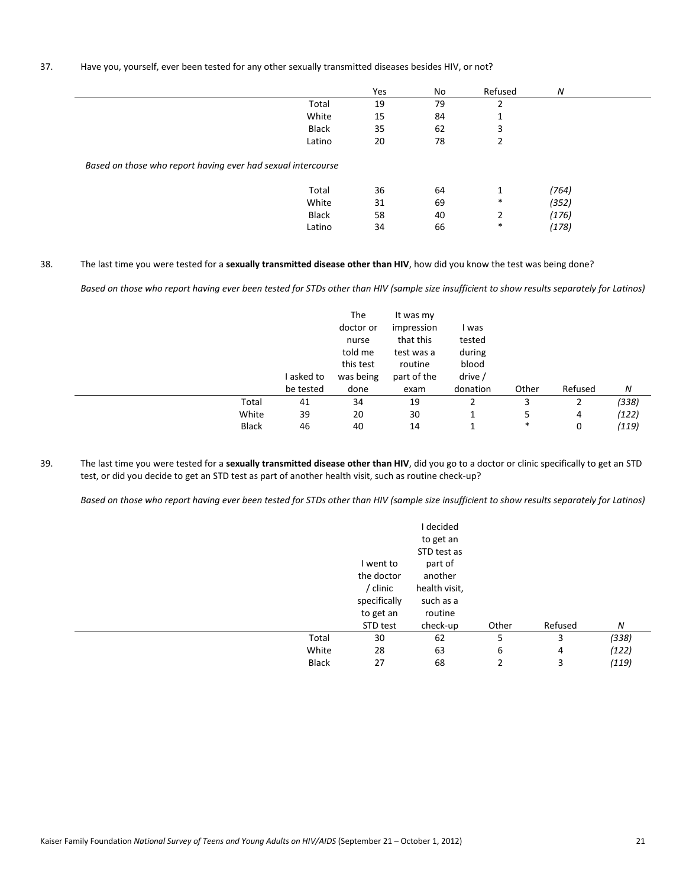37. Have you, yourself, ever been tested for any other sexually transmitted diseases besides HIV, or not?

| | Yes | No | Refused | *N* |
|---|---|---|---|---|
| Total | 19 | 79 | 2 | |
| White | 15 | 84 | 1 | |
| Black | 35 | 62 | 3 | |
| Latino | 20 | 78 | 2 | |
| *Based on those who report having ever had sexual intercourse* | | | | |
| Total | 36 | 64 | 1 | *(764)* |
| White | 31 | 69 | * | *(352)* |
| Black | 58 | 40 | 2 | *(176)* |
| Latino | 34 | 66 | * | *(178)* |

38. The last time you were tested for a **sexually transmitted disease other than HIV**, how did you know the test was being done?

*Based on those who report having ever been tested for STDs other than HIV (sample size insufficient to show results separately for Latinos)*

| | I asked to be tested | The doctor or nurse told me this test was being done | It was my impression that this test was a routine part of the exam | I was tested during blood drive / donation | Other | Refused | *N* |
|---|---|---|---|---|---|---|---|
| Total | 41 | 34 | 19 | 2 | 3 | 2 | *(338)* |
| White | 39 | 20 | 30 | 1 | 5 | 4 | *(122)* |
| Black | 46 | 40 | 14 | 1 | * | 0 | *(119)* |

39. The last time you were tested for a **sexually transmitted disease other than HIV**, did you go to a doctor or clinic specifically to get an STD test, or did you decide to get an STD test as part of another health visit, such as routine check-up?

*Based on those who report having ever been tested for STDs other than HIV (sample size insufficient to show results separately for Latinos)*

| | I went to the doctor / clinic specifically to get an STD test | I decided to get an STD test as part of another health visit, such as a routine check-up | Other | Refused | *N* |
|---|---|---|---|---|---|
| Total | 30 | 62 | 5 | 3 | *(338)* |
| White | 28 | 63 | 6 | 4 | *(122)* |
| Black | 27 | 68 | 2 | 3 | *(119)* |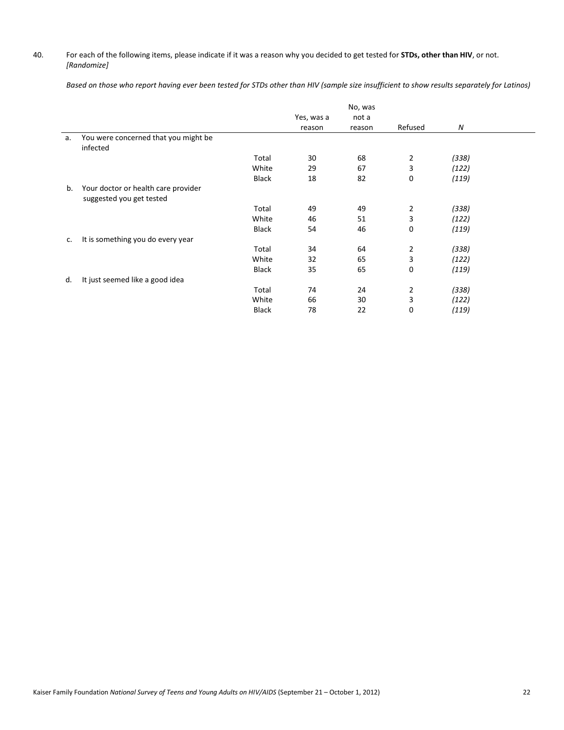40. For each of the following items, please indicate if it was a reason why you decided to get tested for **STDs, other than HIV**, or not. *[Randomize]*

*Based on those who report having ever been tested for STDs other than HIV (sample size insufficient to show results separately for Latinos)*

| | | Yes, was a reason | No, was not a reason | Refused | *N* |
|---|---|---|---|---|---|
| a. You were concerned that you might be infected | | | | | |
| | Total | 30 | 68 | 2 | *(338)* |
| | White | 29 | 67 | 3 | *(122)* |
| | Black | 18 | 82 | 0 | *(119)* |
| b. Your doctor or health care provider suggested you get tested | | | | | |
| | Total | 49 | 49 | 2 | *(338)* |
| | White | 46 | 51 | 3 | *(122)* |
| | Black | 54 | 46 | 0 | *(119)* |
| c. It is something you do every year | | | | | |
| | Total | 34 | 64 | 2 | *(338)* |
| | White | 32 | 65 | 3 | *(122)* |
| | Black | 35 | 65 | 0 | *(119)* |
| d. It just seemed like a good idea | | | | | |
| | Total | 74 | 24 | 2 | *(338)* |
| | White | 66 | 30 | 3 | *(122)* |
| | Black | 78 | 22 | 0 | *(119)* |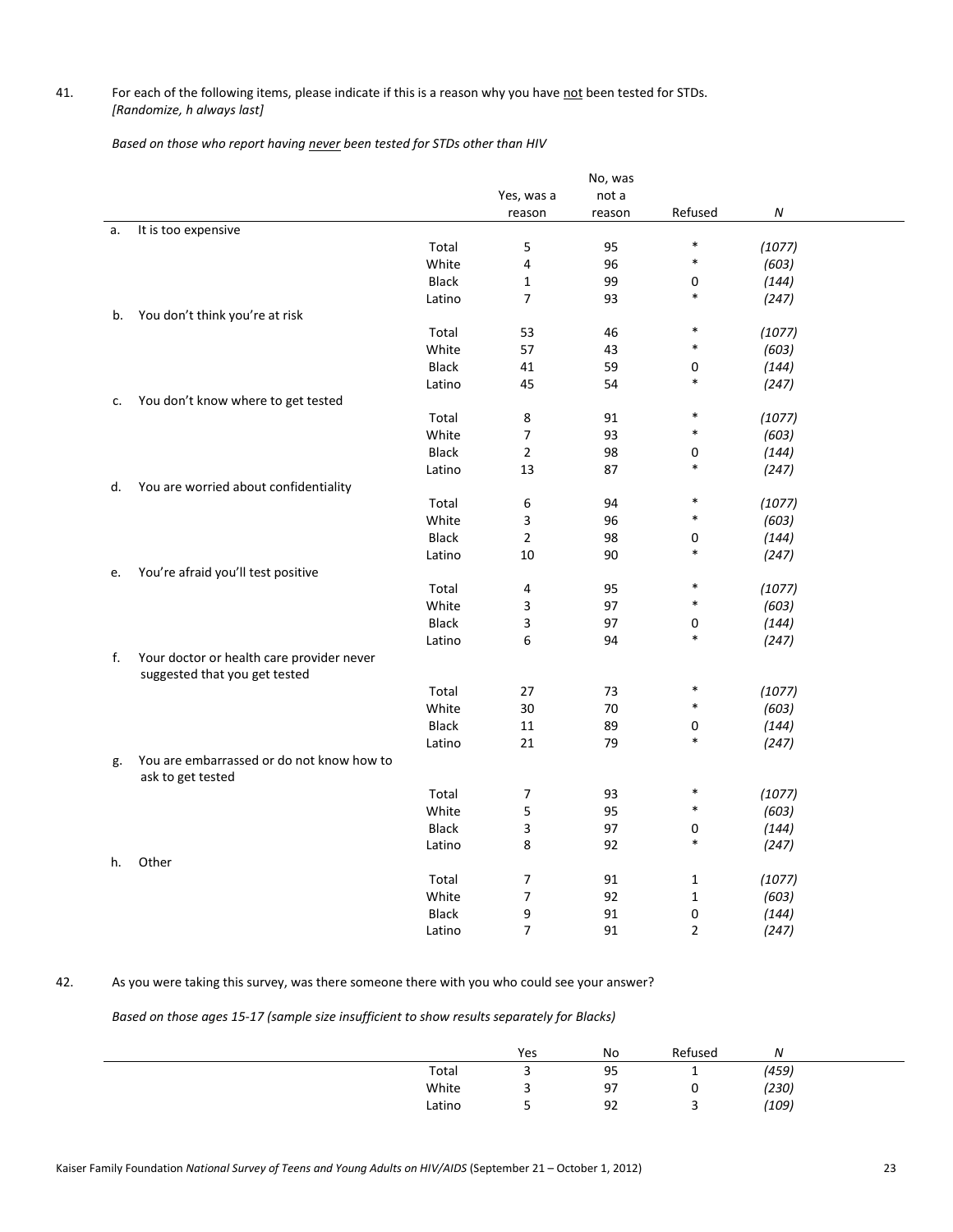41. For each of the following items, please indicate if this is a reason why you have not been tested for STDs.
*[Randomize, h always last]*

*Based on those who report having never been tested for STDs other than HIV*

| | | Yes, was a reason | No, was not a reason | Refused | N |
|---|---|---|---|---|---|
| a. It is too expensive | | | | | |
| | Total | 5 | 95 | * | (1077) |
| | White | 4 | 96 | * | (603) |
| | Black | 1 | 99 | 0 | (144) |
| | Latino | 7 | 93 | * | (247) |
| b. You don't think you're at risk | | | | | |
| | Total | 53 | 46 | * | (1077) |
| | White | 57 | 43 | * | (603) |
| | Black | 41 | 59 | 0 | (144) |
| | Latino | 45 | 54 | * | (247) |
| c. You don't know where to get tested | | | | | |
| | Total | 8 | 91 | * | (1077) |
| | White | 7 | 93 | * | (603) |
| | Black | 2 | 98 | 0 | (144) |
| | Latino | 13 | 87 | * | (247) |
| d. You are worried about confidentiality | | | | | |
| | Total | 6 | 94 | * | (1077) |
| | White | 3 | 96 | * | (603) |
| | Black | 2 | 98 | 0 | (144) |
| | Latino | 10 | 90 | * | (247) |
| e. You're afraid you'll test positive | | | | | |
| | Total | 4 | 95 | * | (1077) |
| | White | 3 | 97 | * | (603) |
| | Black | 3 | 97 | 0 | (144) |
| | Latino | 6 | 94 | * | (247) |
| f. Your doctor or health care provider never suggested that you get tested | | | | | |
| | Total | 27 | 73 | * | (1077) |
| | White | 30 | 70 | * | (603) |
| | Black | 11 | 89 | 0 | (144) |
| | Latino | 21 | 79 | * | (247) |
| g. You are embarrassed or do not know how to ask to get tested | | | | | |
| | Total | 7 | 93 | * | (1077) |
| | White | 5 | 95 | * | (603) |
| | Black | 3 | 97 | 0 | (144) |
| | Latino | 8 | 92 | * | (247) |
| h. Other | | | | | |
| | Total | 7 | 91 | 1 | (1077) |
| | White | 7 | 92 | 1 | (603) |
| | Black | 9 | 91 | 0 | (144) |
| | Latino | 7 | 91 | 2 | (247) |

42. As you were taking this survey, was there someone there with you who could see your answer?

*Based on those ages 15-17 (sample size insufficient to show results separately for Blacks)*

| | Yes | No | Refused | N |
|---|---|---|---|---|
| Total | 3 | 95 | 1 | (459) |
| White | 3 | 97 | 0 | (230) |
| Latino | 5 | 92 | 3 | (109) |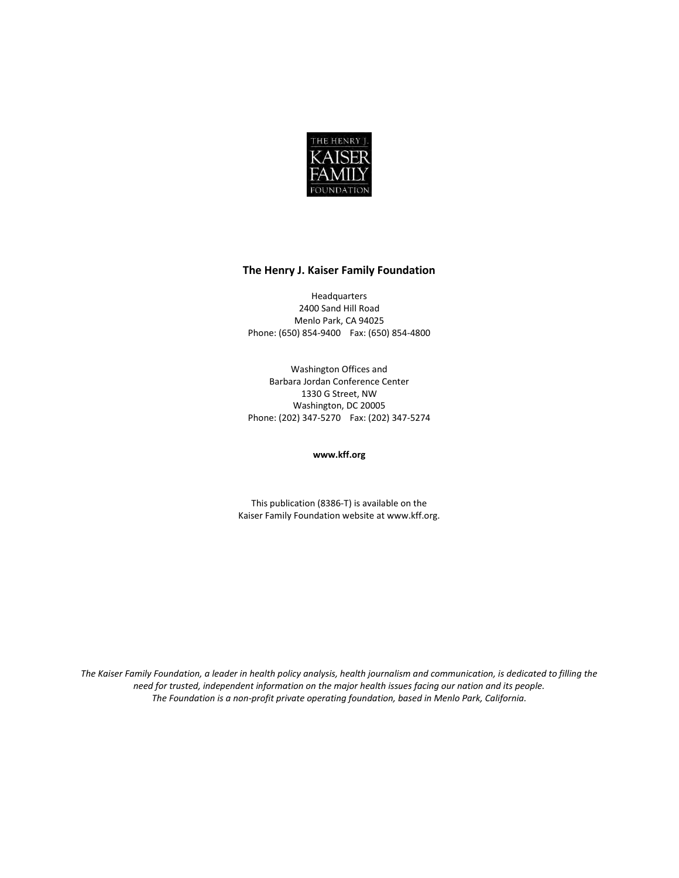THE HENRY J.
KAISER
FAMILY
FOUNDATION

**The Henry J. Kaiser Family Foundation**

Headquarters
2400 Sand Hill Road
Menlo Park, CA 94025
Phone: (650) 854-9400    Fax: (650) 854-4800

Washington Offices and
Barbara Jordan Conference Center
1330 G Street, NW
Washington, DC 20005
Phone: (202) 347-5270    Fax: (202) 347-5274

**www.kff.org**

This publication (8386-T) is available on the
Kaiser Family Foundation website at www.kff.org.

*The Kaiser Family Foundation, a leader in health policy analysis, health journalism and communication, is dedicated to filling the need for trusted, independent information on the major health issues facing our nation and its people.*
*The Foundation is a non-profit private operating foundation, based in Menlo Park, California.*